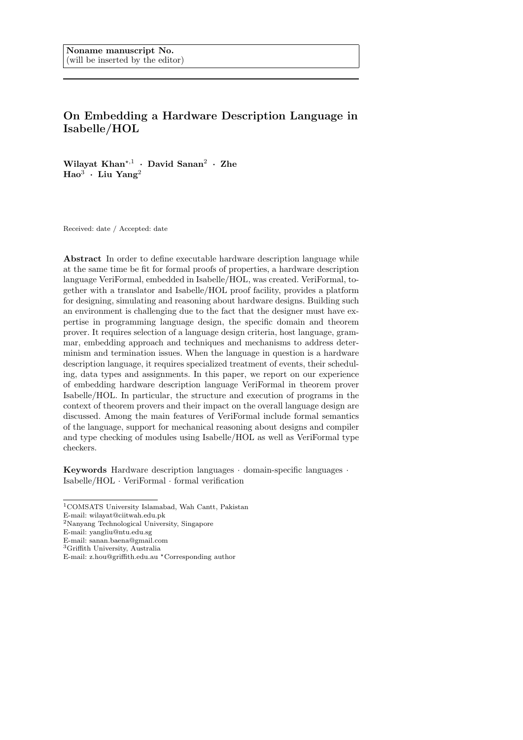Noname manuscript No.
(will be inserted by the editor)

# On Embedding a Hardware Description Language in Isabelle/HOL

**Wilayat Khan**[⋆,1] · **David Sanan**[2] · **Zhe Hao**[3] · **Liu Yang**[2]

Received: date / Accepted: date

**Abstract** In order to define executable hardware description language while at the same time be fit for formal proofs of properties, a hardware description language VeriFormal, embedded in Isabelle/HOL, was created. VeriFormal, together with a translator and Isabelle/HOL proof facility, provides a platform for designing, simulating and reasoning about hardware designs. Building such an environment is challenging due to the fact that the designer must have expertise in programming language design, the specific domain and theorem prover. It requires selection of a language design criteria, host language, grammar, embedding approach and techniques and mechanisms to address determinism and termination issues. When the language in question is a hardware description language, it requires specialized treatment of events, their scheduling, data types and assignments. In this paper, we report on our experience of embedding hardware description language VeriFormal in theorem prover Isabelle/HOL. In particular, the structure and execution of programs in the context of theorem provers and their impact on the overall language design are discussed. Among the main features of VeriFormal include formal semantics of the language, support for mechanical reasoning about designs and compiler and type checking of modules using Isabelle/HOL as well as VeriFormal type checkers.

**Keywords** Hardware description languages · domain-specific languages · Isabelle/HOL · VeriFormal · formal verification

---

[1]COMSATS University Islamabad, Wah Cantt, Pakistan
E-mail: wilayat@ciitwah.edu.pk
[2]Nanyang Technological University, Singapore
E-mail: yangliu@ntu.edu.sg
E-mail: sanan.baena@gmail.com
[3]Griffith University, Australia
E-mail: z.hou@griffith.edu.au ⋆Corresponding author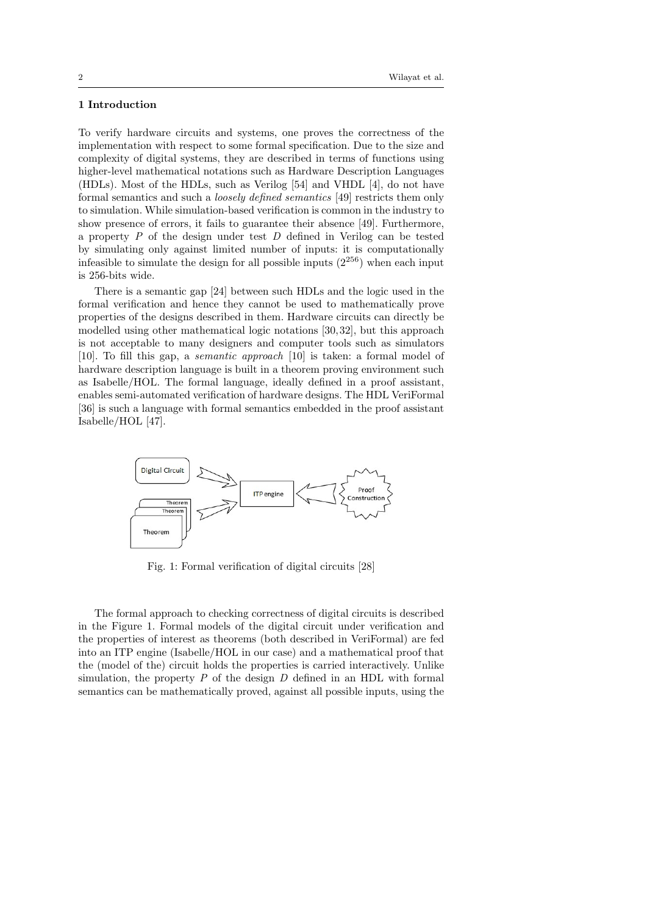## 1 Introduction

To verify hardware circuits and systems, one proves the correctness of the implementation with respect to some formal specification. Due to the size and complexity of digital systems, they are described in terms of functions using higher-level mathematical notations such as Hardware Description Languages (HDLs). Most of the HDLs, such as Verilog [54] and VHDL [4], do not have formal semantics and such a *loosely defined semantics* [49] restricts them only to simulation. While simulation-based verification is common in the industry to show presence of errors, it fails to guarantee their absence [49]. Furthermore, a property $P$ of the design under test $D$ defined in Verilog can be tested by simulating only against limited number of inputs: it is computationally infeasible to simulate the design for all possible inputs ($2^{256}$) when each input is 256-bits wide.

There is a semantic gap [24] between such HDLs and the logic used in the formal verification and hence they cannot be used to mathematically prove properties of the designs described in them. Hardware circuits can directly be modelled using other mathematical logic notations [30, 32], but this approach is not acceptable to many designers and computer tools such as simulators [10]. To fill this gap, a *semantic approach* [10] is taken: a formal model of hardware description language is built in a theorem proving environment such as Isabelle/HOL. The formal language, ideally defined in a proof assistant, enables semi-automated verification of hardware designs. The HDL VeriFormal [36] is such a language with formal semantics embedded in the proof assistant Isabelle/HOL [47].

Fig. 1: Formal verification of digital circuits [28]

The formal approach to checking correctness of digital circuits is described in the Figure 1. Formal models of the digital circuit under verification and the properties of interest as theorems (both described in VeriFormal) are fed into an ITP engine (Isabelle/HOL in our case) and a mathematical proof that the (model of the) circuit holds the properties is carried interactively. Unlike simulation, the property $P$ of the design $D$ defined in an HDL with formal semantics can be mathematically proved, against all possible inputs, using the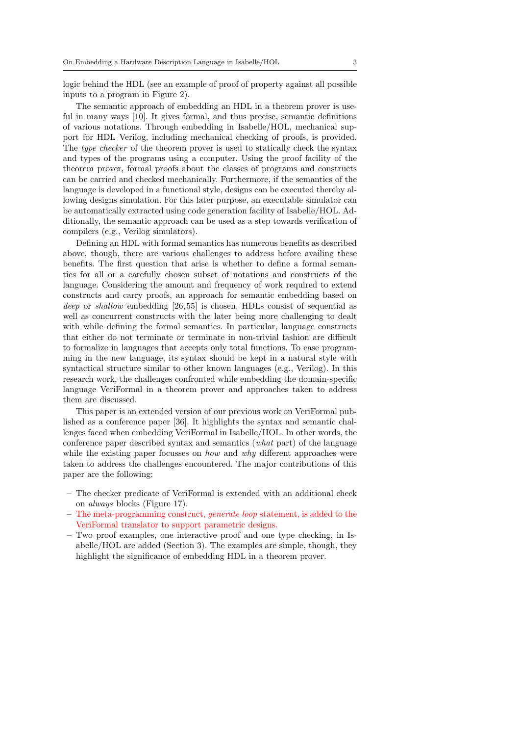logic behind the HDL (see an example of proof of property against all possible inputs to a program in Figure 2).

The semantic approach of embedding an HDL in a theorem prover is useful in many ways [10]. It gives formal, and thus precise, semantic definitions of various notations. Through embedding in Isabelle/HOL, mechanical support for HDL Verilog, including mechanical checking of proofs, is provided. The *type checker* of the theorem prover is used to statically check the syntax and types of the programs using a computer. Using the proof facility of the theorem prover, formal proofs about the classes of programs and constructs can be carried and checked mechanically. Furthermore, if the semantics of the language is developed in a functional style, designs can be executed thereby allowing designs simulation. For this later purpose, an executable simulator can be automatically extracted using code generation facility of Isabelle/HOL. Additionally, the semantic approach can be used as a step towards verification of compilers (e.g., Verilog simulators).

Defining an HDL with formal semantics has numerous benefits as described above, though, there are various challenges to address before availing these benefits. The first question that arise is whether to define a formal semantics for all or a carefully chosen subset of notations and constructs of the language. Considering the amount and frequency of work required to extend constructs and carry proofs, an approach for semantic embedding based on *deep* or *shallow* embedding [26,55] is chosen. HDLs consist of sequential as well as concurrent constructs with the later being more challenging to dealt with while defining the formal semantics. In particular, language constructs that either do not terminate or terminate in non-trivial fashion are difficult to formalize in languages that accepts only total functions. To ease programming in the new language, its syntax should be kept in a natural style with syntactical structure similar to other known languages (e.g., Verilog). In this research work, the challenges confronted while embedding the domain-specific language VeriFormal in a theorem prover and approaches taken to address them are discussed.

This paper is an extended version of our previous work on VeriFormal published as a conference paper [36]. It highlights the syntax and semantic challenges faced when embedding VeriFormal in Isabelle/HOL. In other words, the conference paper described syntax and semantics (*what* part) of the language while the existing paper focusses on *how* and *why* different approaches were taken to address the challenges encountered. The major contributions of this paper are the following:

- The checker predicate of VeriFormal is extended with an additional check on *always* blocks (Figure 17).
- The meta-programming construct, *generate loop* statement, is added to the VeriFormal translator to support parametric designs.
- Two proof examples, one interactive proof and one type checking, in Isabelle/HOL are added (Section 3). The examples are simple, though, they highlight the significance of embedding HDL in a theorem prover.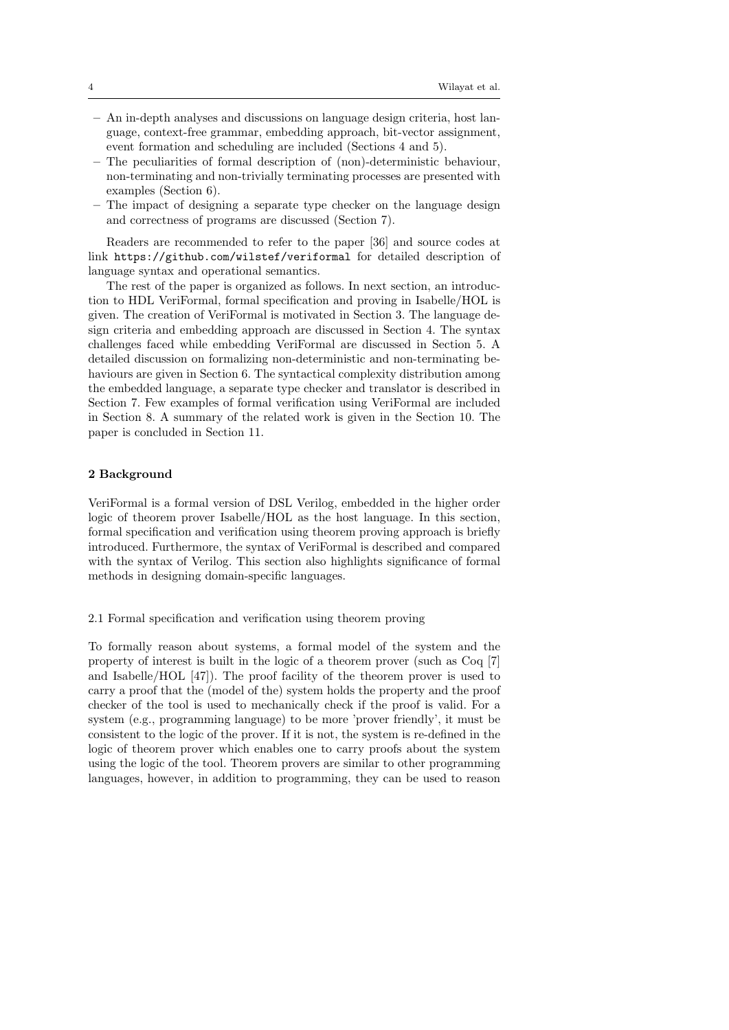- An in-depth analyses and discussions on language design criteria, host language, context-free grammar, embedding approach, bit-vector assignment, event formation and scheduling are included (Sections 4 and 5).
- The peculiarities of formal description of (non)-deterministic behaviour, non-terminating and non-trivially terminating processes are presented with examples (Section 6).
- The impact of designing a separate type checker on the language design and correctness of programs are discussed (Section 7).

Readers are recommended to refer to the paper [36] and source codes at link `https://github.com/wilstef/veriformal` for detailed description of language syntax and operational semantics.

The rest of the paper is organized as follows. In next section, an introduction to HDL VeriFormal, formal specification and proving in Isabelle/HOL is given. The creation of VeriFormal is motivated in Section 3. The language design criteria and embedding approach are discussed in Section 4. The syntax challenges faced while embedding VeriFormal are discussed in Section 5. A detailed discussion on formalizing non-deterministic and non-terminating behaviours are given in Section 6. The syntactical complexity distribution among the embedded language, a separate type checker and translator is described in Section 7. Few examples of formal verification using VeriFormal are included in Section 8. A summary of the related work is given in the Section 10. The paper is concluded in Section 11.

## 2 Background

VeriFormal is a formal version of DSL Verilog, embedded in the higher order logic of theorem prover Isabelle/HOL as the host language. In this section, formal specification and verification using theorem proving approach is briefly introduced. Furthermore, the syntax of VeriFormal is described and compared with the syntax of Verilog. This section also highlights significance of formal methods in designing domain-specific languages.

### 2.1 Formal specification and verification using theorem proving

To formally reason about systems, a formal model of the system and the property of interest is built in the logic of a theorem prover (such as Coq [7] and Isabelle/HOL [47]). The proof facility of the theorem prover is used to carry a proof that the (model of the) system holds the property and the proof checker of the tool is used to mechanically check if the proof is valid. For a system (e.g., programming language) to be more 'prover friendly', it must be consistent to the logic of the prover. If it is not, the system is re-defined in the logic of theorem prover which enables one to carry proofs about the system using the logic of the tool. Theorem provers are similar to other programming languages, however, in addition to programming, they can be used to reason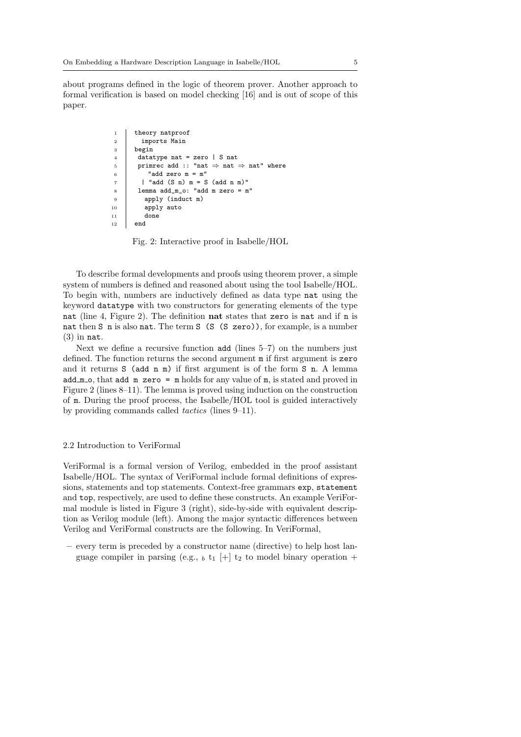about programs defined in the logic of theorem prover. Another approach to formal verification is based on model checking [16] and is out of scope of this paper.

```
1   theory natproof
2     imports Main
3   begin
4    datatype nat = zero | S nat
5    primrec add :: "nat ⇒ nat ⇒ nat" where
6       "add zero m = m"
7     | "add (S n) m = S (add n m)"
8    lemma add_m_o: "add m zero = m"
9      apply (induct m)
10     apply auto
11     done
12  end
```

Fig. 2: Interactive proof in Isabelle/HOL

To describe formal developments and proofs using theorem prover, a simple system of numbers is defined and reasoned about using the tool Isabelle/HOL. To begin with, numbers are inductively defined as data type `nat` using the keyword `datatype` with two constructors for generating elements of the type `nat` (line 4, Figure 2). The definition **nat** states that `zero` is `nat` and if `n` is `nat` then `S n` is also `nat`. The term `S (S (S zero))`, for example, is a number (3) in `nat`.

Next we define a recursive function `add` (lines 5–7) on the numbers just defined. The function returns the second argument `m` if first argument is `zero` and it returns `S (add n m)` if first argument is of the form `S n`. A lemma `add_m_o`, that `add m zero = m` holds for any value of `m`, is stated and proved in Figure 2 (lines 8–11). The lemma is proved using induction on the construction of `m`. During the proof process, the Isabelle/HOL tool is guided interactively by providing commands called *tactics* (lines 9–11).

### 2.2 Introduction to VeriFormal

VeriFormal is a formal version of Verilog, embedded in the proof assistant Isabelle/HOL. The syntax of VeriFormal include formal definitions of expressions, statements and top statements. Context-free grammars `exp`, `statement` and `top`, respectively, are used to define these constructs. An example VeriFormal module is listed in Figure 3 (right), side-by-side with equivalent description as Verilog module (left). Among the major syntactic differences between Verilog and VeriFormal constructs are the following. In VeriFormal,

– every term is preceded by a constructor name (directive) to help host language compiler in parsing (e.g., $_b\ t_1\ [+]\ t_2$ to model binary operation +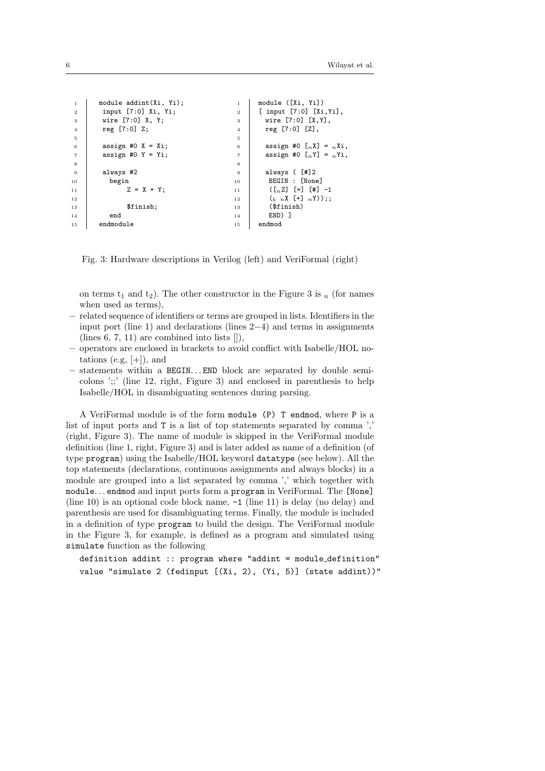```
1   module addint(Xi, Yi);
2    input [7:0] Xi, Yi;
3    wire [7:0] X, Y;
4    reg [7:0] Z;
5
6    assign #0 X = Xi;
7    assign #0 Y = Yi;
8
9    always #2
10     begin
11         Z = X + Y;
12
13         $finish;
14     end
15  endmodule
```

```
1   module ([Xi, Yi])
2   [ input [7:0] [Xi,Yi],
3     wire [7:0] [X,Y],
4     reg [7:0] [Z],
5
6     assign #0 [_n X] = _n Xi,
7     assign #0 [_n Y] = _n Yi,
8
9     always ( [#]2
10     BEGIN : [None]
11     ([_n Z] [=] [#] -1
12     (_b _n X [+] _n Y));;
13     ($finish)
14     END) ]
15  endmod
```

Fig. 3: Hardware descriptions in Verilog (left) and VeriFormal (right)

on terms $t_1$ and $t_2$). The other constructor in the Figure 3 is $_n$ (for names when used as terms),

- related sequence of identifiers or terms are grouped in lists. Identifiers in the input port (line 1) and declarations (lines 2−4) and terms in assignments (lines 6, 7, 11) are combined into lists []),
- operators are enclosed in brackets to avoid conflict with Isabelle/HOL notations (e.g, [+]), and
- statements within a BEGIN. . . END block are separated by double semicolons ';;' (line 12, right, Figure 3) and enclosed in parenthesis to help Isabelle/HOL in disambiguating sentences during parsing.

A VeriFormal module is of the form `module (P) T endmod`, where `P` is a list of input ports and `T` is a list of top statements separated by comma ',' (right, Figure 3). The name of module is skipped in the VeriFormal module definition (line 1, right, Figure 3) and is later added as name of a definition (of type `program`) using the Isabelle/HOL keyword `datatype` (see below). All the top statements (declarations, continuous assignments and always blocks) in a module are grouped into a list separated by comma ',' which together with `module`. . . `endmod` and input ports form a `program` in VeriFormal. The `[None]` (line 10) is an optional code block name, `-1` (line 11) is delay (no delay) and parenthesis are used for disambiguating terms. Finally, the module is included in a definition of type `program` to build the design. The VeriFormal module in the Figure 3, for example, is defined as a program and simulated using `simulate` function as the following

```
definition addint :: program where "addint = module_definition"
value "simulate 2 (fedinput [(Xi, 2), (Yi, 5)] (state addint))"
```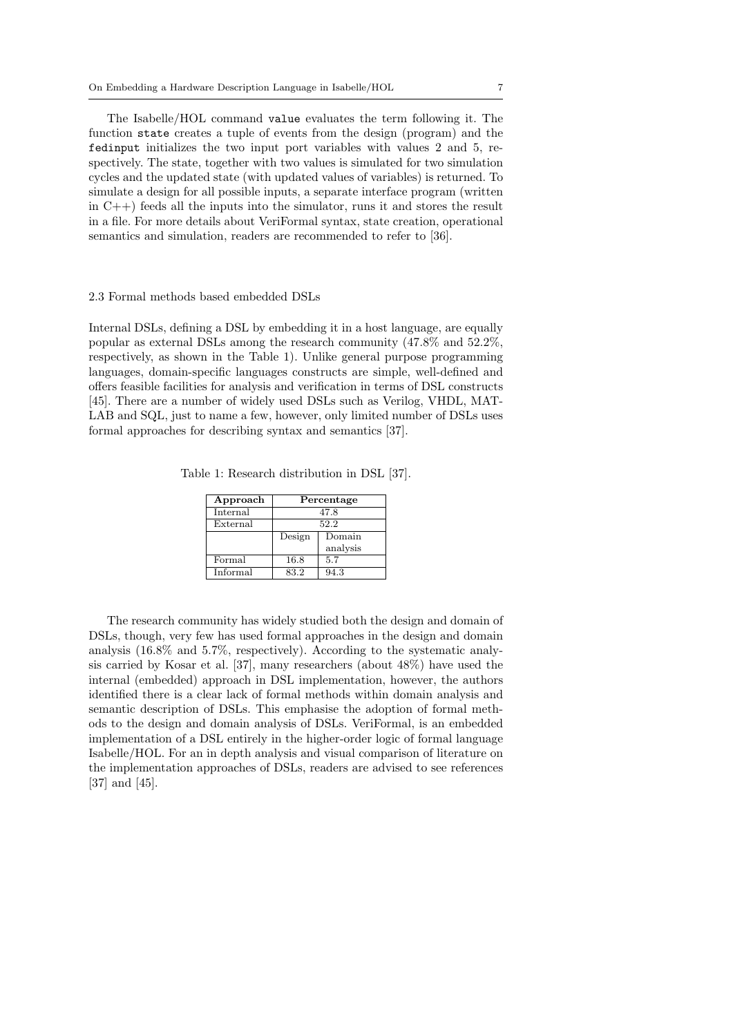The Isabelle/HOL command `value` evaluates the term following it. The function `state` creates a tuple of events from the design (program) and the `fedinput` initializes the two input port variables with values 2 and 5, respectively. The state, together with two values is simulated for two simulation cycles and the updated state (with updated values of variables) is returned. To simulate a design for all possible inputs, a separate interface program (written in C++) feeds all the inputs into the simulator, runs it and stores the result in a file. For more details about VeriFormal syntax, state creation, operational semantics and simulation, readers are recommended to refer to [36].

### 2.3 Formal methods based embedded DSLs

Internal DSLs, defining a DSL by embedding it in a host language, are equally popular as external DSLs among the research community (47.8% and 52.2%, respectively, as shown in the Table 1). Unlike general purpose programming languages, domain-specific languages constructs are simple, well-defined and offers feasible facilities for analysis and verification in terms of DSL constructs [45]. There are a number of widely used DSLs such as Verilog, VHDL, MATLAB and SQL, just to name a few, however, only limited number of DSLs uses formal approaches for describing syntax and semantics [37].

Table 1: Research distribution in DSL [37].

| **Approach** | **Percentage** | |
|---|---|---|
| Internal | 47.8 | |
| External | 52.2 | |
| | Design | Domain analysis |
| Formal | 16.8 | 5.7 |
| Informal | 83.2 | 94.3 |

The research community has widely studied both the design and domain of DSLs, though, very few has used formal approaches in the design and domain analysis (16.8% and 5.7%, respectively). According to the systematic analysis carried by Kosar et al. [37], many researchers (about 48%) have used the internal (embedded) approach in DSL implementation, however, the authors identified there is a clear lack of formal methods within domain analysis and semantic description of DSLs. This emphasise the adoption of formal methods to the design and domain analysis of DSLs. VeriFormal, is an embedded implementation of a DSL entirely in the higher-order logic of formal language Isabelle/HOL. For an in depth analysis and visual comparison of literature on the implementation approaches of DSLs, readers are advised to see references [37] and [45].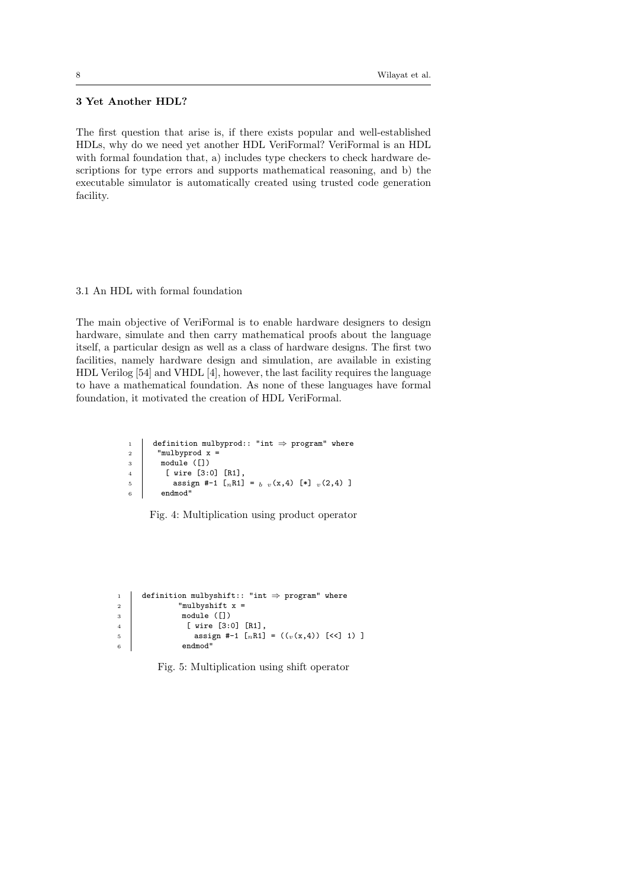## 3 Yet Another HDL?

The first question that arise is, if there exists popular and well-established HDLs, why do we need yet another HDL VeriFormal? VeriFormal is an HDL with formal foundation that, a) includes type checkers to check hardware descriptions for type errors and supports mathematical reasoning, and b) the executable simulator is automatically created using trusted code generation facility.

### 3.1 An HDL with formal foundation

The main objective of VeriFormal is to enable hardware designers to design hardware, simulate and then carry mathematical proofs about the language itself, a particular design as well as a class of hardware designs. The first two facilities, namely hardware design and simulation, are available in existing HDL Verilog [54] and VHDL [4], however, the last facility requires the language to have a mathematical foundation. As none of these languages have formal foundation, it motivated the creation of HDL VeriFormal.

```
1  definition mulbyprod:: "int ⇒ program" where
2   "mulbyprod x =
3    module ([])
4     [ wire [3:0] [R1],
5       assign #-1 [_nR1] = _b _v(x,4) [*] _v(2,4) ]
6    endmod"
```

Fig. 4: Multiplication using product operator

```
1  definition mulbyshift:: "int ⇒ program" where
2          "mulbyshift x =
3           module ([])
4            [ wire [3:0] [R1],
5              assign #-1 [_nR1] = ((_v(x,4)) [<<] 1) ]
6           endmod"
```

Fig. 5: Multiplication using shift operator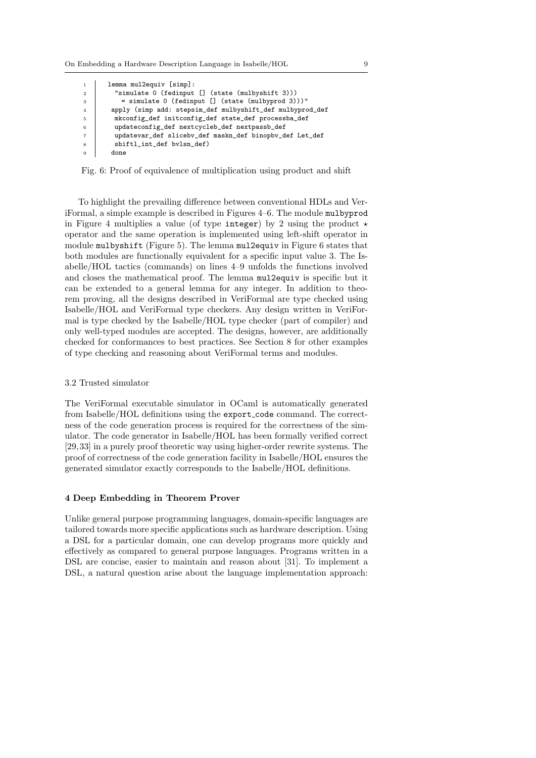```
lemma mul2equiv [simp]:
  "simulate 0 (fedinput [] (state (mulbyshift 3)))
    = simulate 0 (fedinput [] (state (mulbyprod 3)))"
 apply (simp add: stepsim_def mulbyshift_def mulbyprod_def
  mkconfig_def initconfig_def state_def processba_def
  updateconfig_def nextcycleb_def nextpassb_def
  updatevar_def slicebv_def maskn_def binopbv_def Let_def
  shiftl_int_def bvlsn_def)
 done
```

Fig. 6: Proof of equivalence of multiplication using product and shift

To highlight the prevailing difference between conventional HDLs and VeriFormal, a simple example is described in Figures 4–6. The module `mulbyprod` in Figure 4 multiplies a value (of type `integer`) by 2 using the product $\star$ operator and the same operation is implemented using left-shift operator in module `mulbyshift` (Figure 5). The lemma `mul2equiv` in Figure 6 states that both modules are functionally equivalent for a specific input value 3. The Isabelle/HOL tactics (commands) on lines 4–9 unfolds the functions involved and closes the mathematical proof. The lemma `mul2equiv` is specific but it can be extended to a general lemma for any integer. In addition to theorem proving, all the designs described in VeriFormal are type checked using Isabelle/HOL and VeriFormal type checkers. Any design written in VeriFormal is type checked by the Isabelle/HOL type checker (part of compiler) and only well-typed modules are accepted. The designs, however, are additionally checked for conformances to best practices. See Section 8 for other examples of type checking and reasoning about VeriFormal terms and modules.

### 3.2 Trusted simulator

The VeriFormal executable simulator in OCaml is automatically generated from Isabelle/HOL definitions using the `export_code` command. The correctness of the code generation process is required for the correctness of the simulator. The code generator in Isabelle/HOL has been formally verified correct [29, 33] in a purely proof theoretic way using higher-order rewrite systems. The proof of correctness of the code generation facility in Isabelle/HOL ensures the generated simulator exactly corresponds to the Isabelle/HOL definitions.

## 4 Deep Embedding in Theorem Prover

Unlike general purpose programming languages, domain-specific languages are tailored towards more specific applications such as hardware description. Using a DSL for a particular domain, one can develop programs more quickly and effectively as compared to general purpose languages. Programs written in a DSL are concise, easier to maintain and reason about [31]. To implement a DSL, a natural question arise about the language implementation approach: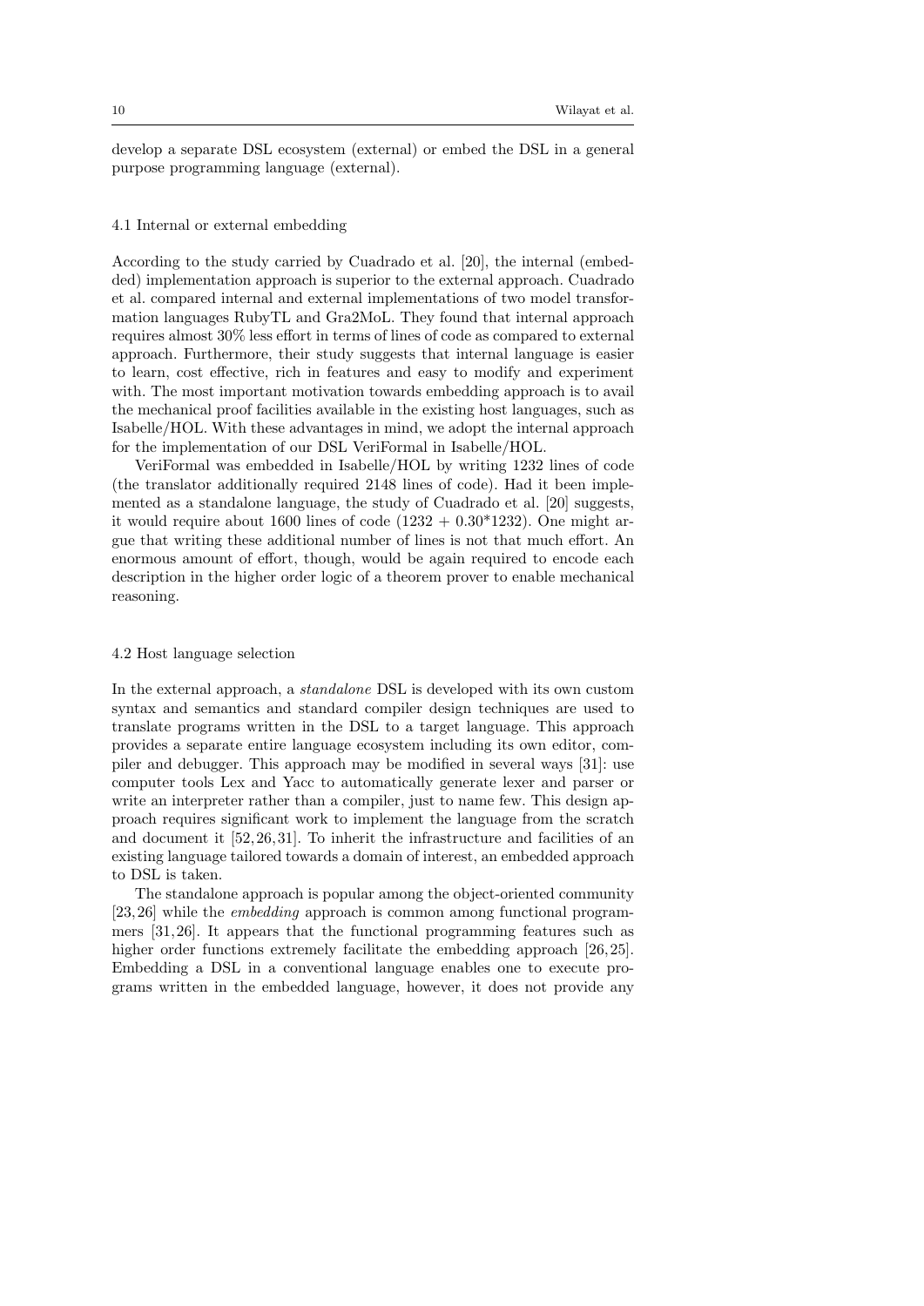develop a separate DSL ecosystem (external) or embed the DSL in a general purpose programming language (external).

### 4.1 Internal or external embedding

According to the study carried by Cuadrado et al. [20], the internal (embedded) implementation approach is superior to the external approach. Cuadrado et al. compared internal and external implementations of two model transformation languages RubyTL and Gra2MoL. They found that internal approach requires almost 30% less effort in terms of lines of code as compared to external approach. Furthermore, their study suggests that internal language is easier to learn, cost effective, rich in features and easy to modify and experiment with. The most important motivation towards embedding approach is to avail the mechanical proof facilities available in the existing host languages, such as Isabelle/HOL. With these advantages in mind, we adopt the internal approach for the implementation of our DSL VeriFormal in Isabelle/HOL.

VeriFormal was embedded in Isabelle/HOL by writing 1232 lines of code (the translator additionally required 2148 lines of code). Had it been implemented as a standalone language, the study of Cuadrado et al. [20] suggests, it would require about 1600 lines of code (1232 + 0.30*1232). One might argue that writing these additional number of lines is not that much effort. An enormous amount of effort, though, would be again required to encode each description in the higher order logic of a theorem prover to enable mechanical reasoning.

### 4.2 Host language selection

In the external approach, a *standalone* DSL is developed with its own custom syntax and semantics and standard compiler design techniques are used to translate programs written in the DSL to a target language. This approach provides a separate entire language ecosystem including its own editor, compiler and debugger. This approach may be modified in several ways [31]: use computer tools Lex and Yacc to automatically generate lexer and parser or write an interpreter rather than a compiler, just to name few. This design approach requires significant work to implement the language from the scratch and document it [52, 26, 31]. To inherit the infrastructure and facilities of an existing language tailored towards a domain of interest, an embedded approach to DSL is taken.

The standalone approach is popular among the object-oriented community [23, 26] while the *embedding* approach is common among functional programmers [31, 26]. It appears that the functional programming features such as higher order functions extremely facilitate the embedding approach [26, 25]. Embedding a DSL in a conventional language enables one to execute programs written in the embedded language, however, it does not provide any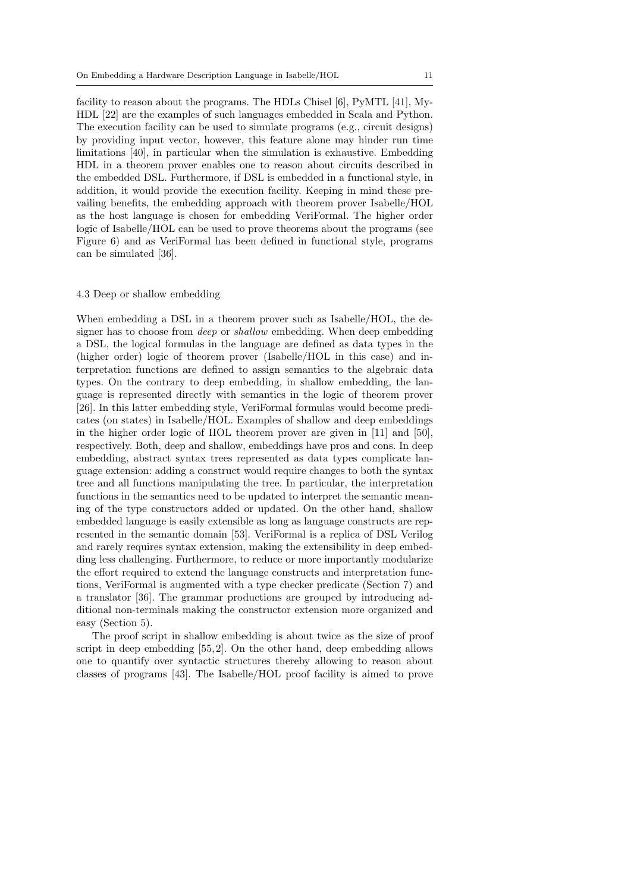facility to reason about the programs. The HDLs Chisel [6], PyMTL [41], My-HDL [22] are the examples of such languages embedded in Scala and Python. The execution facility can be used to simulate programs (e.g., circuit designs) by providing input vector, however, this feature alone may hinder run time limitations [40], in particular when the simulation is exhaustive. Embedding HDL in a theorem prover enables one to reason about circuits described in the embedded DSL. Furthermore, if DSL is embedded in a functional style, in addition, it would provide the execution facility. Keeping in mind these prevailing benefits, the embedding approach with theorem prover Isabelle/HOL as the host language is chosen for embedding VeriFormal. The higher order logic of Isabelle/HOL can be used to prove theorems about the programs (see Figure 6) and as VeriFormal has been defined in functional style, programs can be simulated [36].

### 4.3 Deep or shallow embedding

When embedding a DSL in a theorem prover such as Isabelle/HOL, the designer has to choose from *deep* or *shallow* embedding. When deep embedding a DSL, the logical formulas in the language are defined as data types in the (higher order) logic of theorem prover (Isabelle/HOL in this case) and interpretation functions are defined to assign semantics to the algebraic data types. On the contrary to deep embedding, in shallow embedding, the language is represented directly with semantics in the logic of theorem prover [26]. In this latter embedding style, VeriFormal formulas would become predicates (on states) in Isabelle/HOL. Examples of shallow and deep embeddings in the higher order logic of HOL theorem prover are given in [11] and [50], respectively. Both, deep and shallow, embeddings have pros and cons. In deep embedding, abstract syntax trees represented as data types complicate language extension: adding a construct would require changes to both the syntax tree and all functions manipulating the tree. In particular, the interpretation functions in the semantics need to be updated to interpret the semantic meaning of the type constructors added or updated. On the other hand, shallow embedded language is easily extensible as long as language constructs are represented in the semantic domain [53]. VeriFormal is a replica of DSL Verilog and rarely requires syntax extension, making the extensibility in deep embedding less challenging. Furthermore, to reduce or more importantly modularize the effort required to extend the language constructs and interpretation functions, VeriFormal is augmented with a type checker predicate (Section 7) and a translator [36]. The grammar productions are grouped by introducing additional non-terminals making the constructor extension more organized and easy (Section 5).

The proof script in shallow embedding is about twice as the size of proof script in deep embedding [55, 2]. On the other hand, deep embedding allows one to quantify over syntactic structures thereby allowing to reason about classes of programs [43]. The Isabelle/HOL proof facility is aimed to prove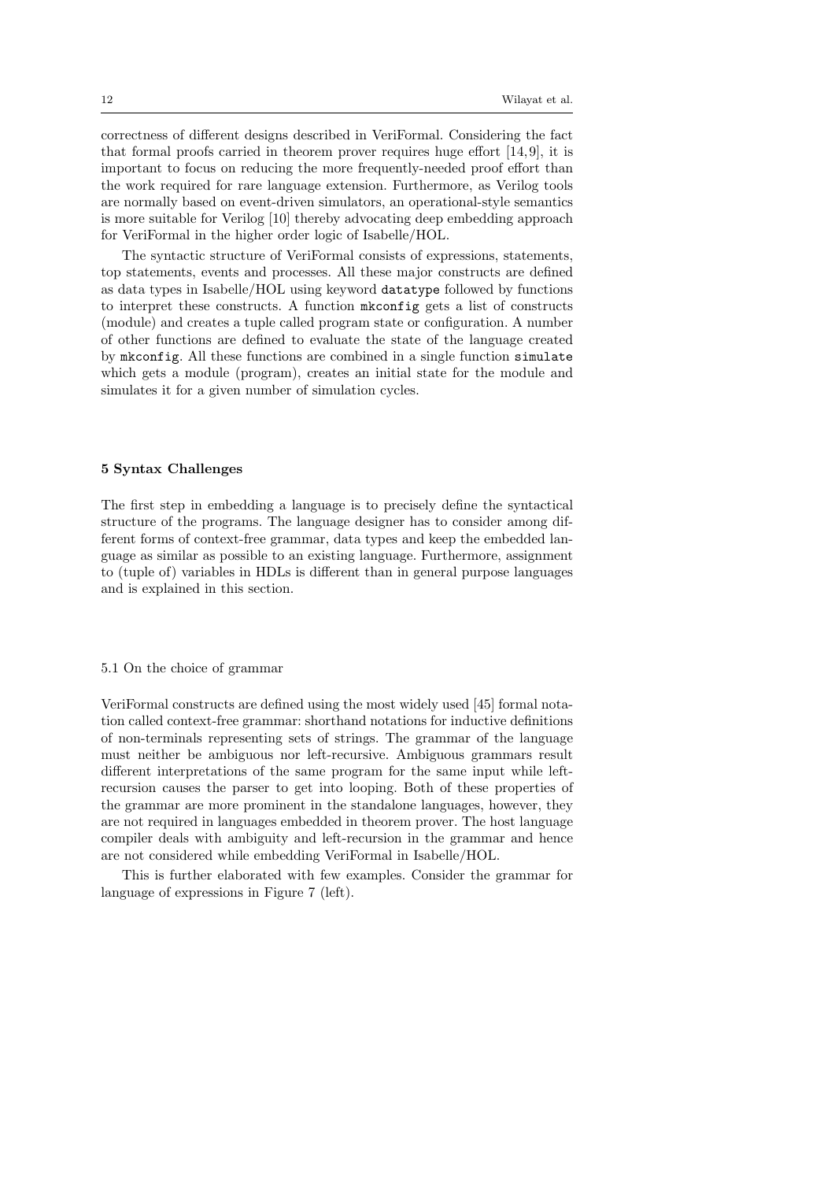correctness of different designs described in VeriFormal. Considering the fact that formal proofs carried in theorem prover requires huge effort [14, 9], it is important to focus on reducing the more frequently-needed proof effort than the work required for rare language extension. Furthermore, as Verilog tools are normally based on event-driven simulators, an operational-style semantics is more suitable for Verilog [10] thereby advocating deep embedding approach for VeriFormal in the higher order logic of Isabelle/HOL.

The syntactic structure of VeriFormal consists of expressions, statements, top statements, events and processes. All these major constructs are defined as data types in Isabelle/HOL using keyword `datatype` followed by functions to interpret these constructs. A function `mkconfig` gets a list of constructs (module) and creates a tuple called program state or configuration. A number of other functions are defined to evaluate the state of the language created by `mkconfig`. All these functions are combined in a single function `simulate` which gets a module (program), creates an initial state for the module and simulates it for a given number of simulation cycles.

## 5 Syntax Challenges

The first step in embedding a language is to precisely define the syntactical structure of the programs. The language designer has to consider among different forms of context-free grammar, data types and keep the embedded language as similar as possible to an existing language. Furthermore, assignment to (tuple of) variables in HDLs is different than in general purpose languages and is explained in this section.

### 5.1 On the choice of grammar

VeriFormal constructs are defined using the most widely used [45] formal notation called context-free grammar: shorthand notations for inductive definitions of non-terminals representing sets of strings. The grammar of the language must neither be ambiguous nor left-recursive. Ambiguous grammars result different interpretations of the same program for the same input while left-recursion causes the parser to get into looping. Both of these properties of the grammar are more prominent in the standalone languages, however, they are not required in languages embedded in theorem prover. The host language compiler deals with ambiguity and left-recursion in the grammar and hence are not considered while embedding VeriFormal in Isabelle/HOL.

This is further elaborated with few examples. Consider the grammar for language of expressions in Figure 7 (left).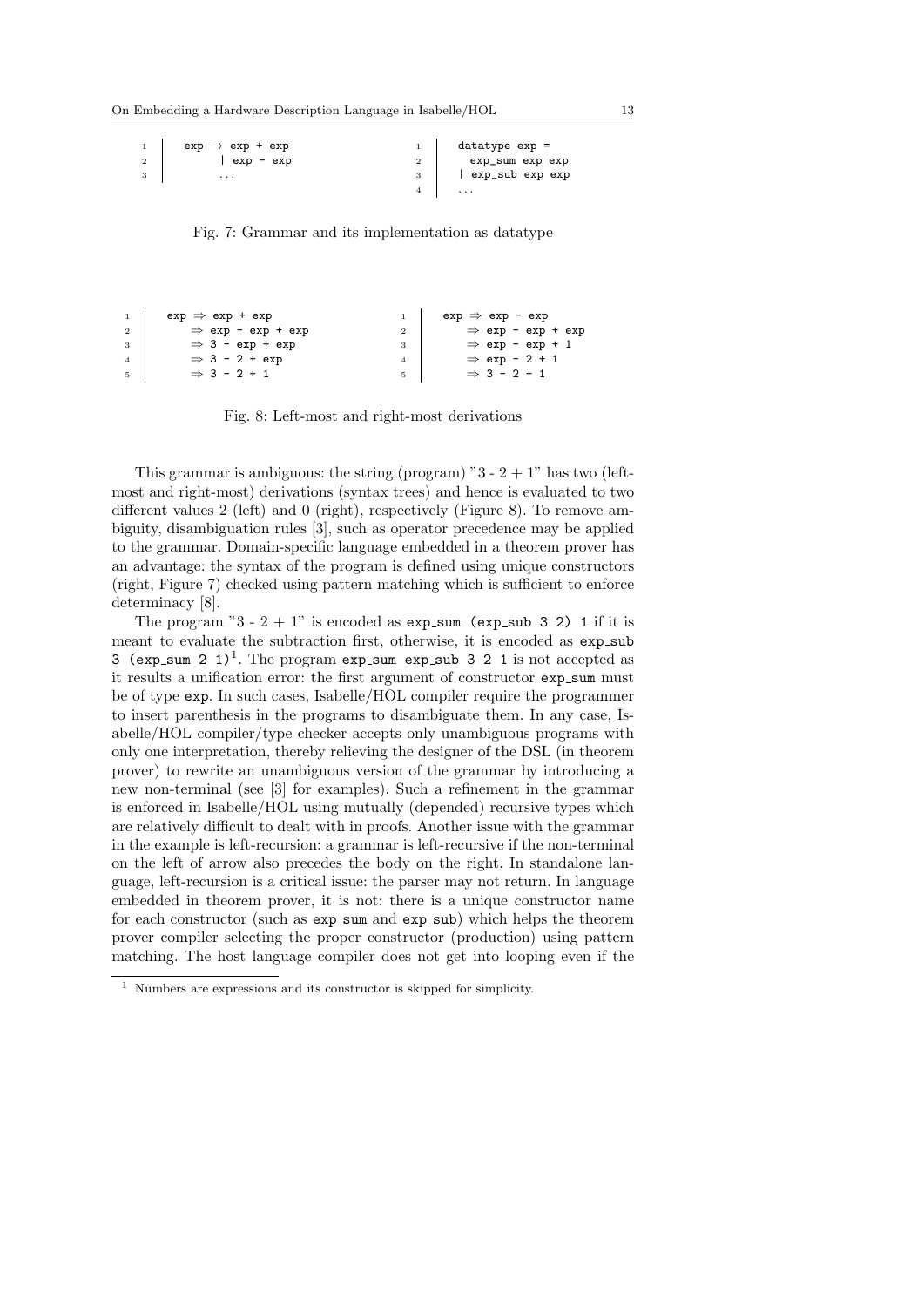```
exp → exp + exp
    | exp - exp
    ...
```

```
datatype exp =
  exp_sum exp exp
| exp_sub exp exp
...
```

Fig. 7: Grammar and its implementation as datatype

```
exp ⇒ exp + exp
    ⇒ exp - exp + exp
    ⇒ 3 - exp + exp
    ⇒ 3 - 2 + exp
    ⇒ 3 - 2 + 1
```

```
exp ⇒ exp - exp
    ⇒ exp - exp + exp
    ⇒ exp - exp + 1
    ⇒ exp - 2 + 1
    ⇒ 3 - 2 + 1
```

Fig. 8: Left-most and right-most derivations

This grammar is ambiguous: the string (program) "3 - 2 + 1" has two (left-most and right-most) derivations (syntax trees) and hence is evaluated to two different values 2 (left) and 0 (right), respectively (Figure 8). To remove ambiguity, disambiguation rules [3], such as operator precedence may be applied to the grammar. Domain-specific language embedded in a theorem prover has an advantage: the syntax of the program is defined using unique constructors (right, Figure 7) checked using pattern matching which is sufficient to enforce determinacy [8].

The program "3 - 2 + 1" is encoded as `exp_sum (exp_sub 3 2) 1` if it is meant to evaluate the subtraction first, otherwise, it is encoded as `exp_sub 3 (exp_sum 2 1)`[1]. The program `exp_sum exp_sub 3 2 1` is not accepted as it results a unification error: the first argument of constructor `exp_sum` must be of type `exp`. In such cases, Isabelle/HOL compiler require the programmer to insert parenthesis in the programs to disambiguate them. In any case, Isabelle/HOL compiler/type checker accepts only unambiguous programs with only one interpretation, thereby relieving the designer of the DSL (in theorem prover) to rewrite an unambiguous version of the grammar by introducing a new non-terminal (see [3] for examples). Such a refinement in the grammar is enforced in Isabelle/HOL using mutually (depended) recursive types which are relatively difficult to dealt with in proofs. Another issue with the grammar in the example is left-recursion: a grammar is left-recursive if the non-terminal on the left of arrow also precedes the body on the right. In standalone language, left-recursion is a critical issue: the parser may not return. In language embedded in theorem prover, it is not: there is a unique constructor name for each constructor (such as `exp_sum` and `exp_sub`) which helps the theorem prover compiler selecting the proper constructor (production) using pattern matching. The host language compiler does not get into looping even if the

[1] Numbers are expressions and its constructor is skipped for simplicity.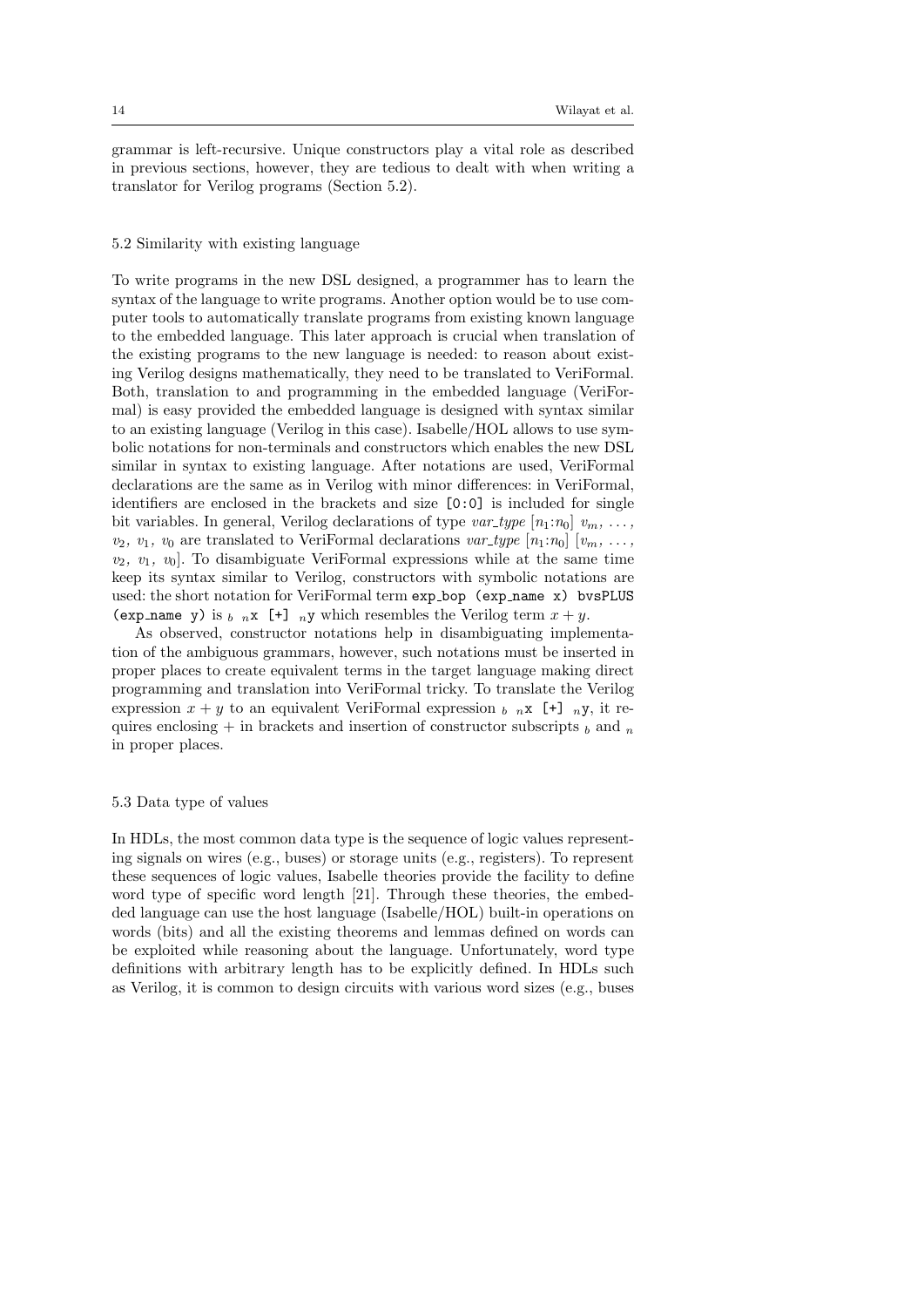grammar is left-recursive. Unique constructors play a vital role as described in previous sections, however, they are tedious to dealt with when writing a translator for Verilog programs (Section 5.2).

### 5.2 Similarity with existing language

To write programs in the new DSL designed, a programmer has to learn the syntax of the language to write programs. Another option would be to use computer tools to automatically translate programs from existing known language to the embedded language. This later approach is crucial when translation of the existing programs to the new language is needed: to reason about existing Verilog designs mathematically, they need to be translated to VeriFormal. Both, translation to and programming in the embedded language (VeriFormal) is easy provided the embedded language is designed with syntax similar to an existing language (Verilog in this case). Isabelle/HOL allows to use symbolic notations for non-terminals and constructors which enables the new DSL similar in syntax to existing language. After notations are used, VeriFormal declarations are the same as in Verilog with minor differences: in VeriFormal, identifiers are enclosed in the brackets and size `[0:0]` is included for single bit variables. In general, Verilog declarations of type *var_type* $[n_1{:}n_0]$ $v_m, \ldots, v_2, v_1, v_0$ are translated to VeriFormal declarations *var_type* $[n_1{:}n_0]$ $[v_m, \ldots, v_2, v_1, v_0]$. To disambiguate VeriFormal expressions while at the same time keep its syntax similar to Verilog, constructors with symbolic notations are used: the short notation for VeriFormal term `exp_bop (exp_name x) bvsPLUS (exp_name y)` is $_b$ $_n$`x [+]` $_n$`y` which resembles the Verilog term $x + y$.

As observed, constructor notations help in disambiguating implementation of the ambiguous grammars, however, such notations must be inserted in proper places to create equivalent terms in the target language making direct programming and translation into VeriFormal tricky. To translate the Verilog expression $x + y$ to an equivalent VeriFormal expression $_b$ $_n$`x [+]` $_n$`y`, it requires enclosing + in brackets and insertion of constructor subscripts $_b$ and $_n$ in proper places.

### 5.3 Data type of values

In HDLs, the most common data type is the sequence of logic values representing signals on wires (e.g., buses) or storage units (e.g., registers). To represent these sequences of logic values, Isabelle theories provide the facility to define word type of specific word length [21]. Through these theories, the embedded language can use the host language (Isabelle/HOL) built-in operations on words (bits) and all the existing theorems and lemmas defined on words can be exploited while reasoning about the language. Unfortunately, word type definitions with arbitrary length has to be explicitly defined. In HDLs such as Verilog, it is common to design circuits with various word sizes (e.g., buses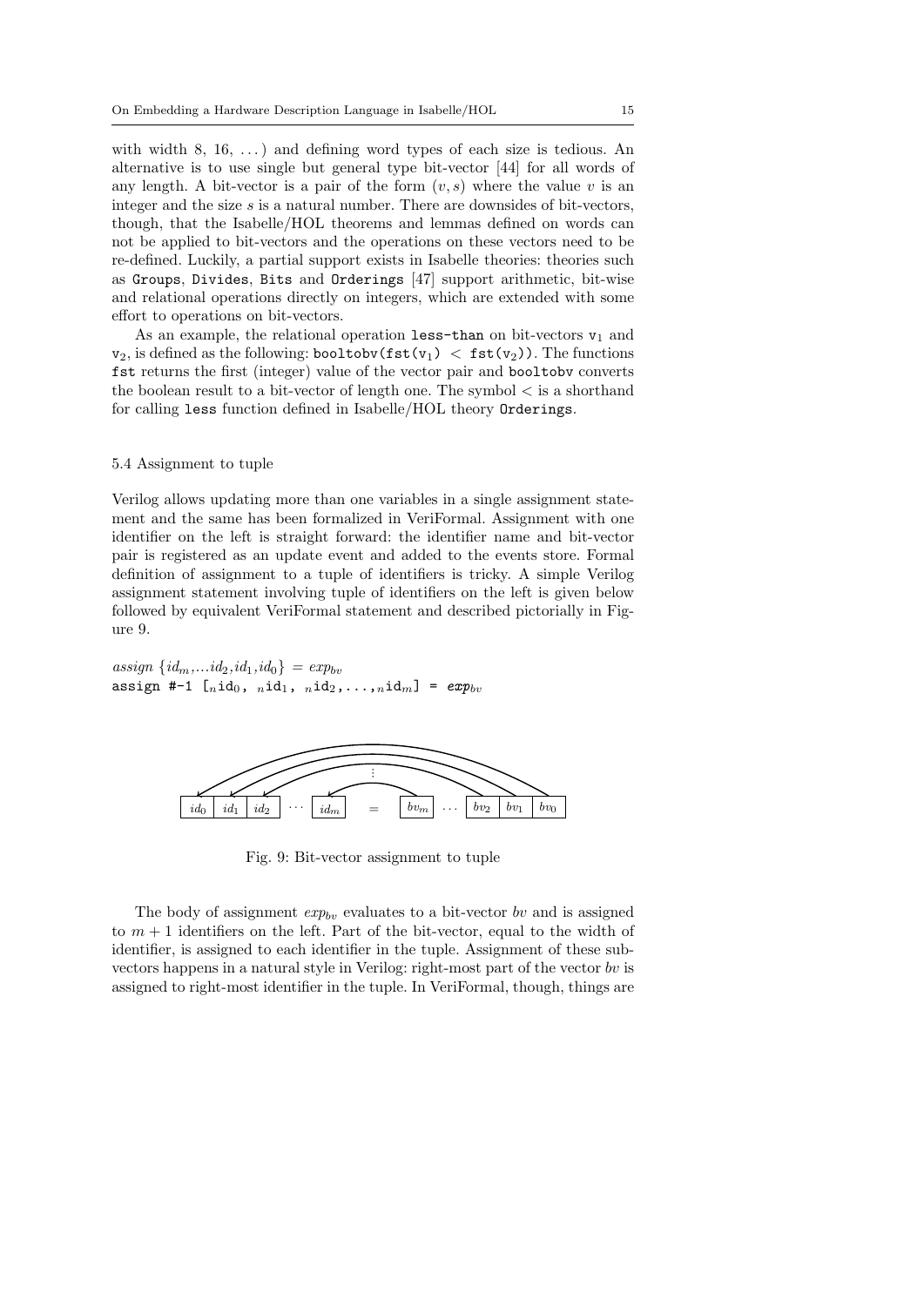with width 8, 16, ...) and defining word types of each size is tedious. An alternative is to use single but general type bit-vector [44] for all words of any length. A bit-vector is a pair of the form $(v, s)$ where the value $v$ is an integer and the size $s$ is a natural number. There are downsides of bit-vectors, though, that the Isabelle/HOL theorems and lemmas defined on words can not be applied to bit-vectors and the operations on these vectors need to be re-defined. Luckily, a partial support exists in Isabelle theories: theories such as `Groups`, `Divides`, `Bits` and `Orderings` [47] support arithmetic, bit-wise and relational operations directly on integers, which are extended with some effort to operations on bit-vectors.

As an example, the relational operation `less-than` on bit-vectors $v_1$ and $v_2$, is defined as the following: `booltobv(fst(v1) < fst(v2))`. The functions `fst` returns the first (integer) value of the vector pair and `booltobv` converts the boolean result to a bit-vector of length one. The symbol $<$ is a shorthand for calling `less` function defined in Isabelle/HOL theory `Orderings`.

### 5.4 Assignment to tuple

Verilog allows updating more than one variables in a single assignment statement and the same has been formalized in VeriFormal. Assignment with one identifier on the left is straight forward: the identifier name and bit-vector pair is registered as an update event and added to the events store. Formal definition of assignment to a tuple of identifiers is tricky. A simple Verilog assignment statement involving tuple of identifiers on the left is given below followed by equivalent VeriFormal statement and described pictorially in Figure 9.

*assign* $\{id_m, ... id_2, id_1, id_0\} = exp_{bv}$

assign #-1 [$_n$id$_0$, $_n$id$_1$, $_n$id$_2$, ..., $_n$id$_m$] = $exp_{bv}$

Fig. 9: Bit-vector assignment to tuple

The body of assignment $exp_{bv}$ evaluates to a bit-vector $bv$ and is assigned to $m + 1$ identifiers on the left. Part of the bit-vector, equal to the width of identifier, is assigned to each identifier in the tuple. Assignment of these sub-vectors happens in a natural style in Verilog: right-most part of the vector $bv$ is assigned to right-most identifier in the tuple. In VeriFormal, though, things are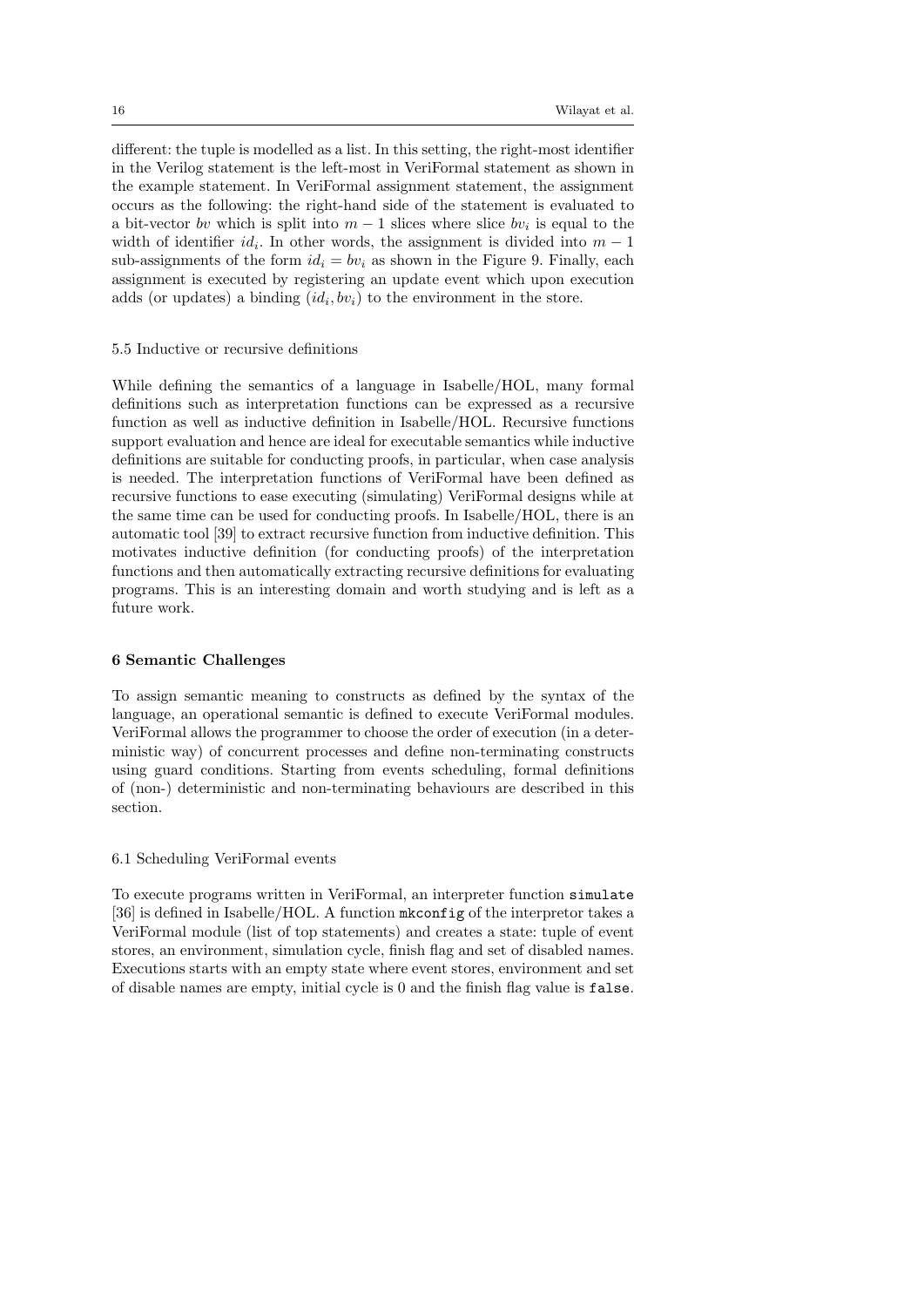different: the tuple is modelled as a list. In this setting, the right-most identifier in the Verilog statement is the left-most in VeriFormal statement as shown in the example statement. In VeriFormal assignment statement, the assignment occurs as the following: the right-hand side of the statement is evaluated to a bit-vector $bv$ which is split into $m-1$ slices where slice $bv_i$ is equal to the width of identifier $id_i$. In other words, the assignment is divided into $m-1$ sub-assignments of the form $id_i = bv_i$ as shown in the Figure 9. Finally, each assignment is executed by registering an update event which upon execution adds (or updates) a binding $(id_i, bv_i)$ to the environment in the store.

### 5.5 Inductive or recursive definitions

While defining the semantics of a language in Isabelle/HOL, many formal definitions such as interpretation functions can be expressed as a recursive function as well as inductive definition in Isabelle/HOL. Recursive functions support evaluation and hence are ideal for executable semantics while inductive definitions are suitable for conducting proofs, in particular, when case analysis is needed. The interpretation functions of VeriFormal have been defined as recursive functions to ease executing (simulating) VeriFormal designs while at the same time can be used for conducting proofs. In Isabelle/HOL, there is an automatic tool [39] to extract recursive function from inductive definition. This motivates inductive definition (for conducting proofs) of the interpretation functions and then automatically extracting recursive definitions for evaluating programs. This is an interesting domain and worth studying and is left as a future work.

## 6 Semantic Challenges

To assign semantic meaning to constructs as defined by the syntax of the language, an operational semantic is defined to execute VeriFormal modules. VeriFormal allows the programmer to choose the order of execution (in a deterministic way) of concurrent processes and define non-terminating constructs using guard conditions. Starting from events scheduling, formal definitions of (non-) deterministic and non-terminating behaviours are described in this section.

### 6.1 Scheduling VeriFormal events

To execute programs written in VeriFormal, an interpreter function `simulate` [36] is defined in Isabelle/HOL. A function `mkconfig` of the interpretor takes a VeriFormal module (list of top statements) and creates a state: tuple of event stores, an environment, simulation cycle, finish flag and set of disabled names. Executions starts with an empty state where event stores, environment and set of disable names are empty, initial cycle is 0 and the finish flag value is `false`.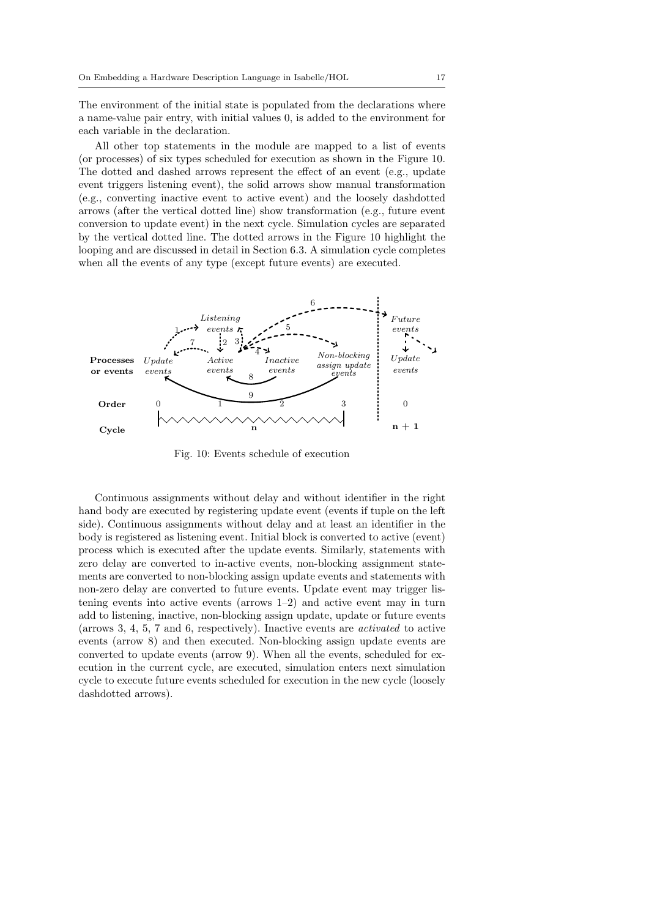The environment of the initial state is populated from the declarations where a name-value pair entry, with initial values 0, is added to the environment for each variable in the declaration.

All other top statements in the module are mapped to a list of events (or processes) of six types scheduled for execution as shown in the Figure 10. The dotted and dashed arrows represent the effect of an event (e.g., update event triggers listening event), the solid arrows show manual transformation (e.g., converting inactive event to active event) and the loosely dashdotted arrows (after the vertical dotted line) show transformation (e.g., future event conversion to update event) in the next cycle. Simulation cycles are separated by the vertical dotted line. The dotted arrows in the Figure 10 highlight the looping and are discussed in detail in Section 6.3. A simulation cycle completes when all the events of any type (except future events) are executed.

Fig. 10: Events schedule of execution

Continuous assignments without delay and without identifier in the right hand body are executed by registering update event (events if tuple on the left side). Continuous assignments without delay and at least an identifier in the body is registered as listening event. Initial block is converted to active (event) process which is executed after the update events. Similarly, statements with zero delay are converted to in-active events, non-blocking assignment statements are converted to non-blocking assign update events and statements with non-zero delay are converted to future events. Update event may trigger listening events into active events (arrows 1–2) and active event may in turn add to listening, inactive, non-blocking assign update, update or future events (arrows 3, 4, 5, 7 and 6, respectively). Inactive events are *activated* to active events (arrow 8) and then executed. Non-blocking assign update events are converted to update events (arrow 9). When all the events, scheduled for execution in the current cycle, are executed, simulation enters next simulation cycle to execute future events scheduled for execution in the new cycle (loosely dashdotted arrows).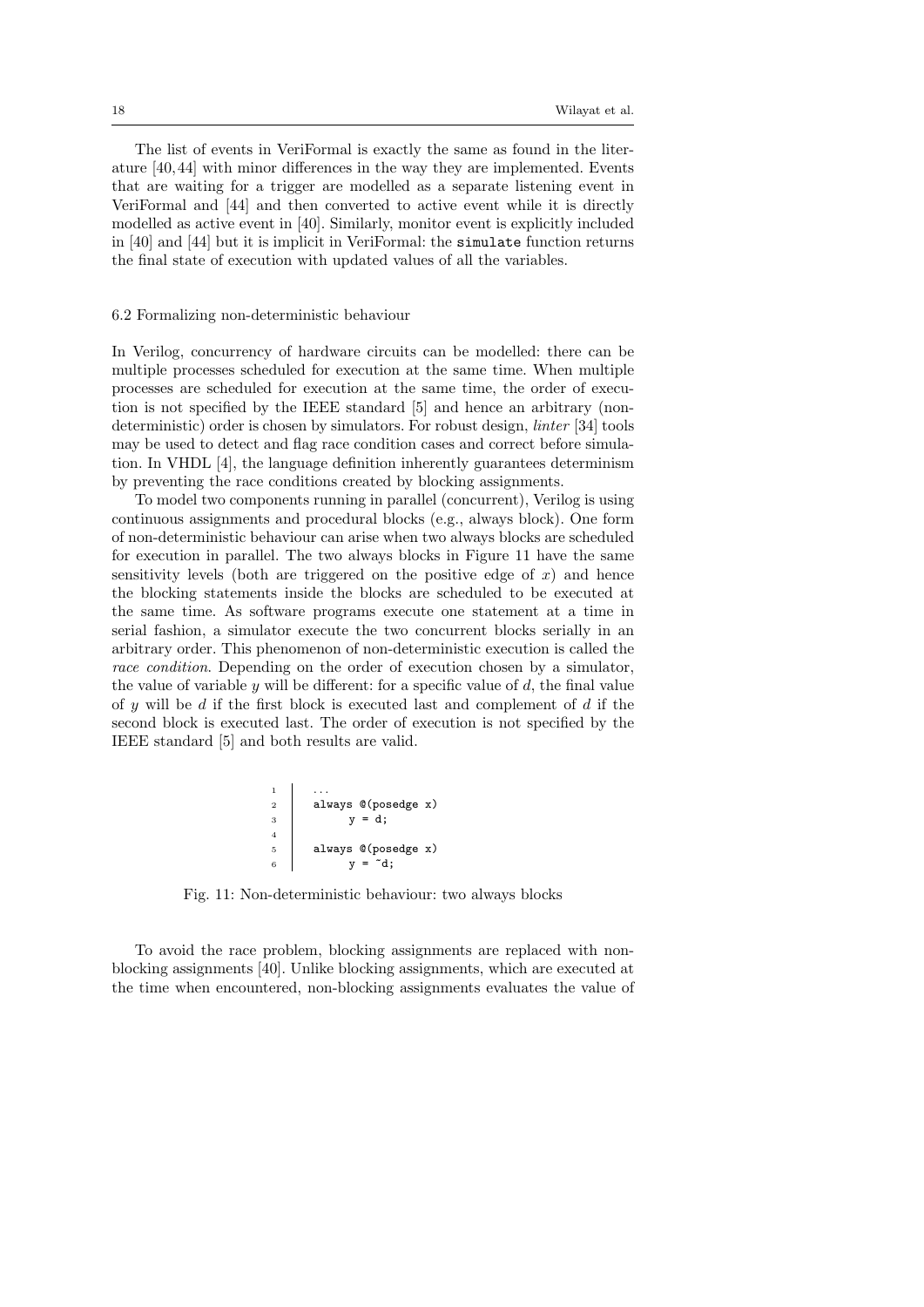The list of events in VeriFormal is exactly the same as found in the literature [40, 44] with minor differences in the way they are implemented. Events that are waiting for a trigger are modelled as a separate listening event in VeriFormal and [44] and then converted to active event while it is directly modelled as active event in [40]. Similarly, monitor event is explicitly included in [40] and [44] but it is implicit in VeriFormal: the `simulate` function returns the final state of execution with updated values of all the variables.

### 6.2 Formalizing non-deterministic behaviour

In Verilog, concurrency of hardware circuits can be modelled: there can be multiple processes scheduled for execution at the same time. When multiple processes are scheduled for execution at the same time, the order of execution is not specified by the IEEE standard [5] and hence an arbitrary (non-deterministic) order is chosen by simulators. For robust design, *linter* [34] tools may be used to detect and flag race condition cases and correct before simulation. In VHDL [4], the language definition inherently guarantees determinism by preventing the race conditions created by blocking assignments.

To model two components running in parallel (concurrent), Verilog is using continuous assignments and procedural blocks (e.g., always block). One form of non-deterministic behaviour can arise when two always blocks are scheduled for execution in parallel. The two always blocks in Figure 11 have the same sensitivity levels (both are triggered on the positive edge of $x$) and hence the blocking statements inside the blocks are scheduled to be executed at the same time. As software programs execute one statement at a time in serial fashion, a simulator execute the two concurrent blocks serially in an arbitrary order. This phenomenon of non-deterministic execution is called the *race condition*. Depending on the order of execution chosen by a simulator, the value of variable $y$ will be different: for a specific value of $d$, the final value of $y$ will be $d$ if the first block is executed last and complement of $d$ if the second block is executed last. The order of execution is not specified by the IEEE standard [5] and both results are valid.

```
1  ...
2  always @(posedge x)
3        y = d;
4
5  always @(posedge x)
6        y = ~d;
```

Fig. 11: Non-deterministic behaviour: two always blocks

To avoid the race problem, blocking assignments are replaced with non-blocking assignments [40]. Unlike blocking assignments, which are executed at the time when encountered, non-blocking assignments evaluates the value of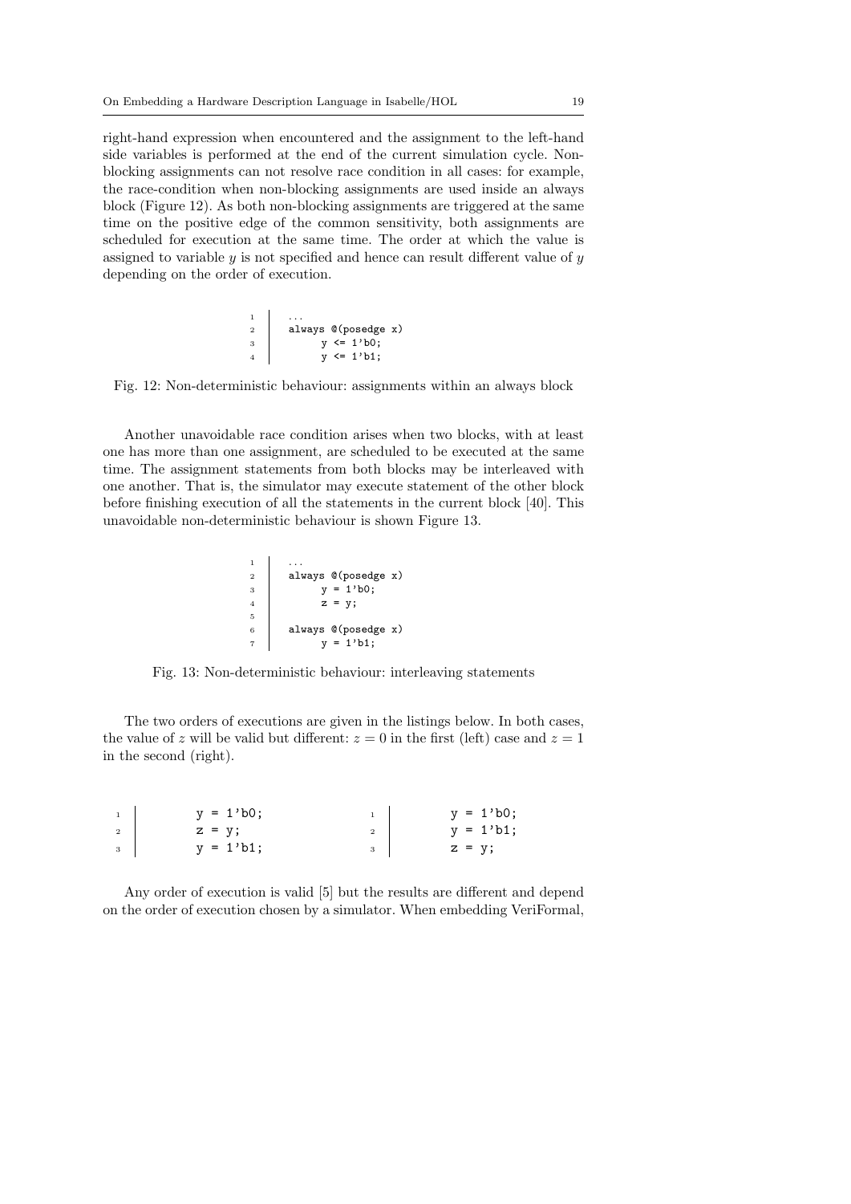right-hand expression when encountered and the assignment to the left-hand side variables is performed at the end of the current simulation cycle. Non-blocking assignments can not resolve race condition in all cases: for example, the race-condition when non-blocking assignments are used inside an always block (Figure 12). As both non-blocking assignments are triggered at the same time on the positive edge of the common sensitivity, both assignments are scheduled for execution at the same time. The order at which the value is assigned to variable $y$ is not specified and hence can result different value of $y$ depending on the order of execution.

```
1  ...
2  always @(posedge x)
3        y <= 1'b0;
4        y <= 1'b1;
```

Fig. 12: Non-deterministic behaviour: assignments within an always block

Another unavoidable race condition arises when two blocks, with at least one has more than one assignment, are scheduled to be executed at the same time. The assignment statements from both blocks may be interleaved with one another. That is, the simulator may execute statement of the other block before finishing execution of all the statements in the current block [40]. This unavoidable non-deterministic behaviour is shown Figure 13.

```
1  ...
2  always @(posedge x)
3        y = 1'b0;
4        z = y;
5
6  always @(posedge x)
7        y = 1'b1;
```

Fig. 13: Non-deterministic behaviour: interleaving statements

The two orders of executions are given in the listings below. In both cases, the value of $z$ will be valid but different: $z = 0$ in the first (left) case and $z = 1$ in the second (right).

```
1        y = 1'b0;
2        z = y;
3        y = 1'b1;
```

```
1        y = 1'b0;
2        y = 1'b1;
3        z = y;
```

Any order of execution is valid [5] but the results are different and depend on the order of execution chosen by a simulator. When embedding VeriFormal,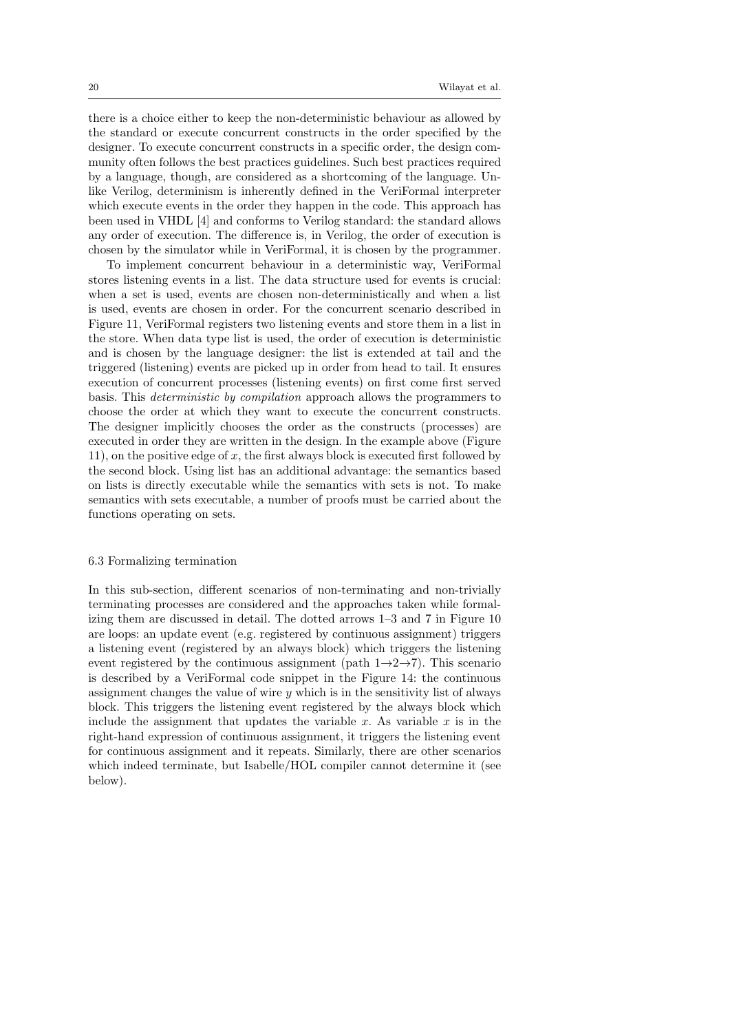there is a choice either to keep the non-deterministic behaviour as allowed by the standard or execute concurrent constructs in the order specified by the designer. To execute concurrent constructs in a specific order, the design community often follows the best practices guidelines. Such best practices required by a language, though, are considered as a shortcoming of the language. Unlike Verilog, determinism is inherently defined in the VeriFormal interpreter which execute events in the order they happen in the code. This approach has been used in VHDL [4] and conforms to Verilog standard: the standard allows any order of execution. The difference is, in Verilog, the order of execution is chosen by the simulator while in VeriFormal, it is chosen by the programmer.

To implement concurrent behaviour in a deterministic way, VeriFormal stores listening events in a list. The data structure used for events is crucial: when a set is used, events are chosen non-deterministically and when a list is used, events are chosen in order. For the concurrent scenario described in Figure 11, VeriFormal registers two listening events and store them in a list in the store. When data type list is used, the order of execution is deterministic and is chosen by the language designer: the list is extended at tail and the triggered (listening) events are picked up in order from head to tail. It ensures execution of concurrent processes (listening events) on first come first served basis. This *deterministic by compilation* approach allows the programmers to choose the order at which they want to execute the concurrent constructs. The designer implicitly chooses the order as the constructs (processes) are executed in order they are written in the design. In the example above (Figure 11), on the positive edge of $x$, the first always block is executed first followed by the second block. Using list has an additional advantage: the semantics based on lists is directly executable while the semantics with sets is not. To make semantics with sets executable, a number of proofs must be carried about the functions operating on sets.

### 6.3 Formalizing termination

In this sub-section, different scenarios of non-terminating and non-trivially terminating processes are considered and the approaches taken while formalizing them are discussed in detail. The dotted arrows 1–3 and 7 in Figure 10 are loops: an update event (e.g. registered by continuous assignment) triggers a listening event (registered by an always block) which triggers the listening event registered by the continuous assignment (path $1 \rightarrow 2 \rightarrow 7$). This scenario is described by a VeriFormal code snippet in the Figure 14: the continuous assignment changes the value of wire $y$ which is in the sensitivity list of always block. This triggers the listening event registered by the always block which include the assignment that updates the variable $x$. As variable $x$ is in the right-hand expression of continuous assignment, it triggers the listening event for continuous assignment and it repeats. Similarly, there are other scenarios which indeed terminate, but Isabelle/HOL compiler cannot determine it (see below).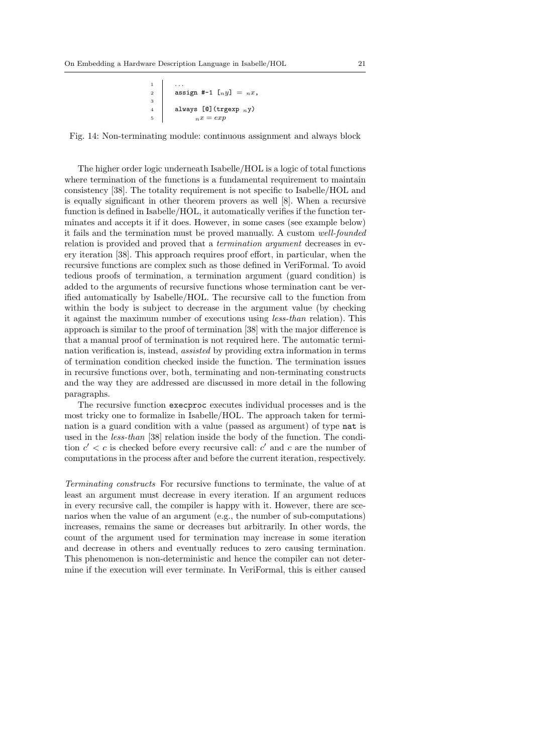```
1   ...
2   assign #-1 [ny] = nx,
3
4   always [@](trgexp ny)
5       nx = exp
```

Fig. 14: Non-terminating module: continuous assignment and always block

The higher order logic underneath Isabelle/HOL is a logic of total functions where termination of the functions is a fundamental requirement to maintain consistency [38]. The totality requirement is not specific to Isabelle/HOL and is equally significant in other theorem provers as well [8]. When a recursive function is defined in Isabelle/HOL, it automatically verifies if the function terminates and accepts it if it does. However, in some cases (see example below) it fails and the termination must be proved manually. A custom *well-founded* relation is provided and proved that a *termination argument* decreases in every iteration [38]. This approach requires proof effort, in particular, when the recursive functions are complex such as those defined in VeriFormal. To avoid tedious proofs of termination, a termination argument (guard condition) is added to the arguments of recursive functions whose termination cant be verified automatically by Isabelle/HOL. The recursive call to the function from within the body is subject to decrease in the argument value (by checking it against the maximum number of executions using *less-than* relation). This approach is similar to the proof of termination [38] with the major difference is that a manual proof of termination is not required here. The automatic termination verification is, instead, *assisted* by providing extra information in terms of termination condition checked inside the function. The termination issues in recursive functions over, both, terminating and non-terminating constructs and the way they are addressed are discussed in more detail in the following paragraphs.

The recursive function `execproc` executes individual processes and is the most tricky one to formalize in Isabelle/HOL. The approach taken for termination is a guard condition with a value (passed as argument) of type `nat` is used in the *less-than* [38] relation inside the body of the function. The condition $c' < c$ is checked before every recursive call: $c'$ and $c$ are the number of computations in the process after and before the current iteration, respectively.

*Terminating constructs* For recursive functions to terminate, the value of at least an argument must decrease in every iteration. If an argument reduces in every recursive call, the compiler is happy with it. However, there are scenarios when the value of an argument (e.g., the number of sub-computations) increases, remains the same or decreases but arbitrarily. In other words, the count of the argument used for termination may increase in some iteration and decrease in others and eventually reduces to zero causing termination. This phenomenon is non-deterministic and hence the compiler can not determine if the execution will ever terminate. In VeriFormal, this is either caused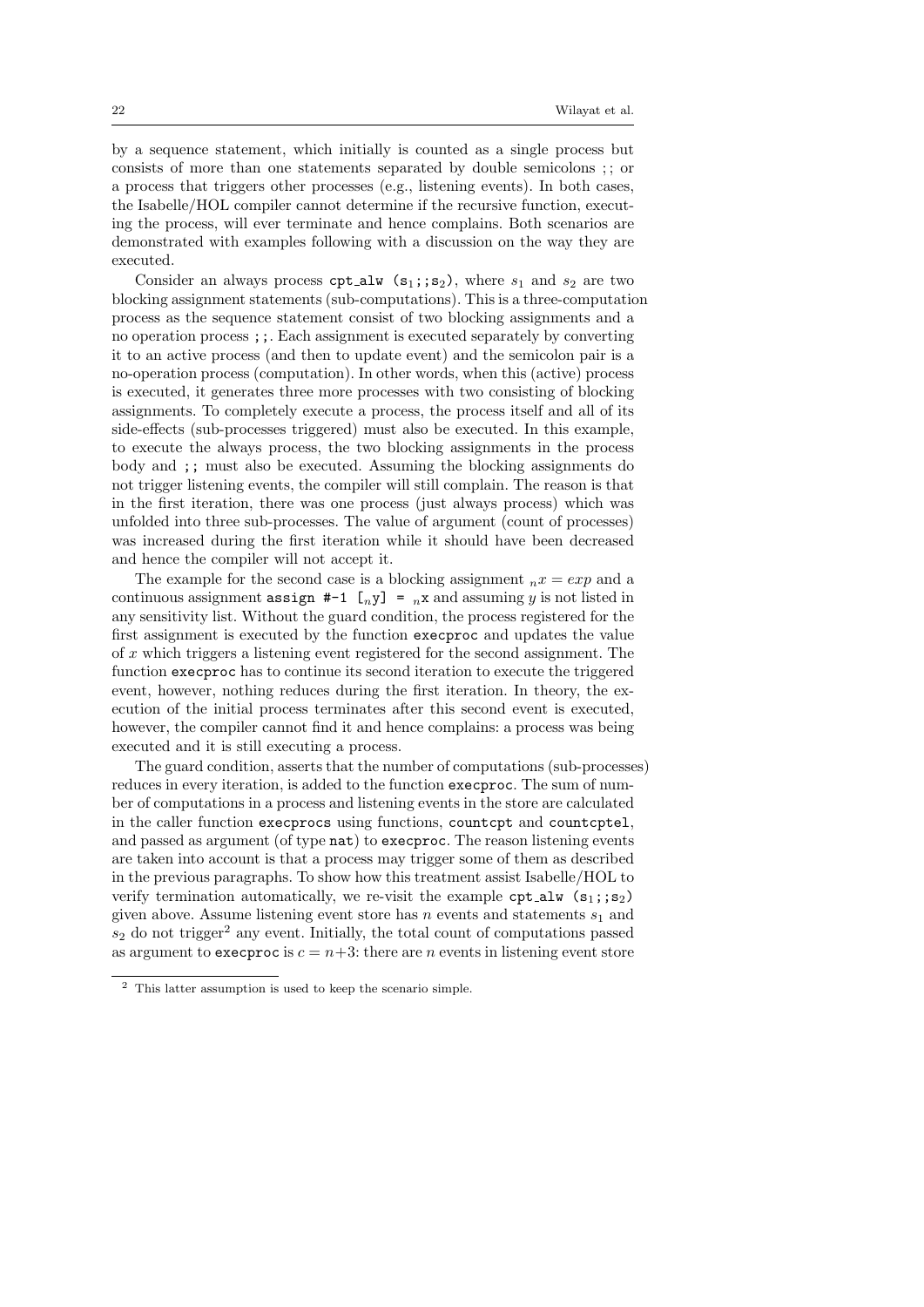by a sequence statement, which initially is counted as a single process but consists of more than one statements separated by double semicolons `;;` or a process that triggers other processes (e.g., listening events). In both cases, the Isabelle/HOL compiler cannot determine if the recursive function, executing the process, will ever terminate and hence complains. Both scenarios are demonstrated with examples following with a discussion on the way they are executed.

Consider an always process `cpt_alw (`$s_1$`;;`$s_2$`)`, where $s_1$ and $s_2$ are two blocking assignment statements (sub-computations). This is a three-computation process as the sequence statement consist of two blocking assignments and a no operation process `;;`. Each assignment is executed separately by converting it to an active process (and then to update event) and the semicolon pair is a no-operation process (computation). In other words, when this (active) process is executed, it generates three more processes with two consisting of blocking assignments. To completely execute a process, the process itself and all of its side-effects (sub-processes triggered) must also be executed. In this example, to execute the always process, the two blocking assignments in the process body and `;;` must also be executed. Assuming the blocking assignments do not trigger listening events, the compiler will still complain. The reason is that in the first iteration, there was one process (just always process) which was unfolded into three sub-processes. The value of argument (count of processes) was increased during the first iteration while it should have been decreased and hence the compiler will not accept it.

The example for the second case is a blocking assignment ${}_nx = exp$ and a continuous assignment `assign #-1 [`${}_n$`y] = `${}_n$`x` and assuming $y$ is not listed in any sensitivity list. Without the guard condition, the process registered for the first assignment is executed by the function `execproc` and updates the value of $x$ which triggers a listening event registered for the second assignment. The function `execproc` has to continue its second iteration to execute the triggered event, however, nothing reduces during the first iteration. In theory, the execution of the initial process terminates after this second event is executed, however, the compiler cannot find it and hence complains: a process was being executed and it is still executing a process.

The guard condition, asserts that the number of computations (sub-processes) reduces in every iteration, is added to the function `execproc`. The sum of number of computations in a process and listening events in the store are calculated in the caller function `execprocs` using functions, `countcpt` and `countcptel`, and passed as argument (of type `nat`) to `execproc`. The reason listening events are taken into account is that a process may trigger some of them as described in the previous paragraphs. To show how this treatment assist Isabelle/HOL to verify termination automatically, we re-visit the example `cpt_alw (`$s_1$`;;`$s_2$`)` given above. Assume listening event store has $n$ events and statements $s_1$ and $s_2$ do not trigger[2] any event. Initially, the total count of computations passed as argument to `execproc` is $c = n+3$: there are $n$ events in listening event store

[2] This latter assumption is used to keep the scenario simple.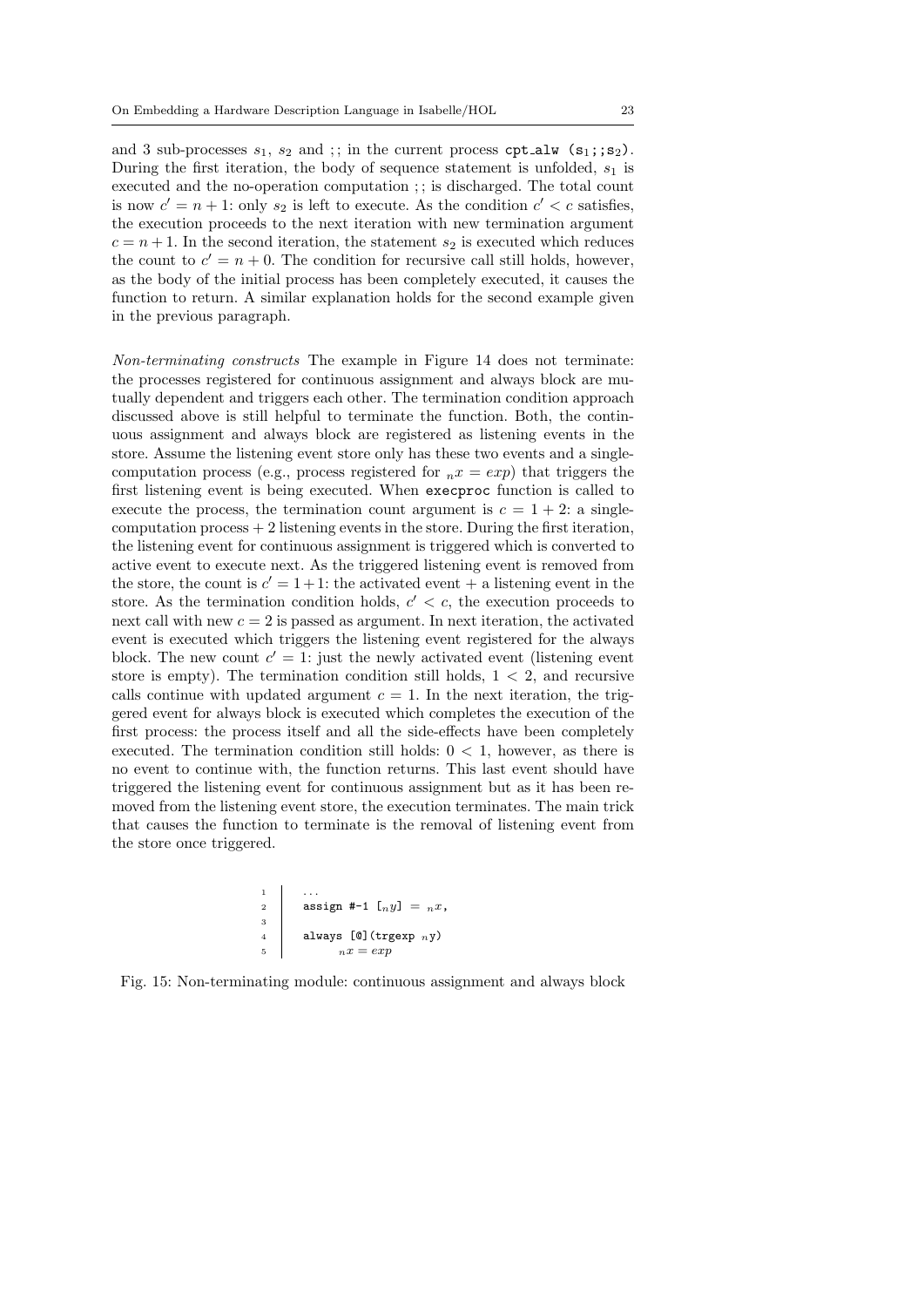and 3 sub-processes $s_1$, $s_2$ and ;; in the current process cpt_alw (s$_1$;;s$_2$). During the first iteration, the body of sequence statement is unfolded, $s_1$ is executed and the no-operation computation ;; is discharged. The total count is now $c' = n+1$: only $s_2$ is left to execute. As the condition $c' < c$ satisfies, the execution proceeds to the next iteration with new termination argument $c = n+1$. In the second iteration, the statement $s_2$ is executed which reduces the count to $c' = n+0$. The condition for recursive call still holds, however, as the body of the initial process has been completely executed, it causes the function to return. A similar explanation holds for the second example given in the previous paragraph.

*Non-terminating constructs* The example in Figure 14 does not terminate: the processes registered for continuous assignment and always block are mutually dependent and triggers each other. The termination condition approach discussed above is still helpful to terminate the function. Both, the continuous assignment and always block are registered as listening events in the store. Assume the listening event store only has these two events and a single-computation process (e.g., process registered for ${}_nx = exp$) that triggers the first listening event is being executed. When execproc function is called to execute the process, the termination count argument is $c = 1 + 2$: a single-computation process + 2 listening events in the store. During the first iteration, the listening event for continuous assignment is triggered which is converted to active event to execute next. As the triggered listening event is removed from the store, the count is $c' = 1+1$: the activated event + a listening event in the store. As the termination condition holds, $c' < c$, the execution proceeds to next call with new $c = 2$ is passed as argument. In next iteration, the activated event is executed which triggers the listening event registered for the always block. The new count $c' = 1$: just the newly activated event (listening event store is empty). The termination condition still holds, $1 < 2$, and recursive calls continue with updated argument $c = 1$. In the next iteration, the triggered event for always block is executed which completes the execution of the first process: the process itself and all the side-effects have been completely executed. The termination condition still holds: $0 < 1$, however, as there is no event to continue with, the function returns. This last event should have triggered the listening event for continuous assignment but as it has been removed from the listening event store, the execution terminates. The main trick that causes the function to terminate is the removal of listening event from the store once triggered.

```
1   ...
2   assign #-1 [ₙy] = ₙx,
3
4   always [@](trgexp ₙy)
5         ₙx = exp
```

Fig. 15: Non-terminating module: continuous assignment and always block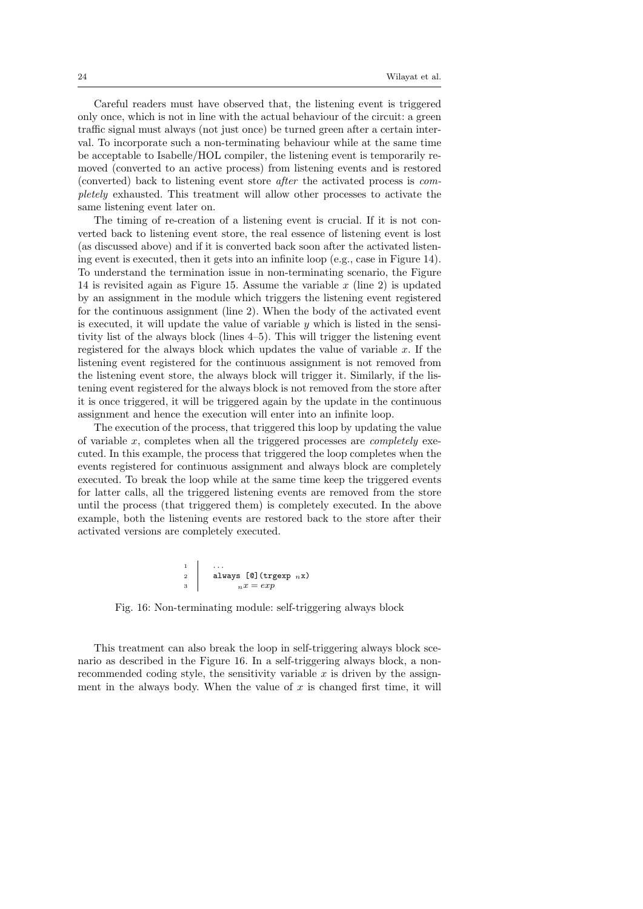Careful readers must have observed that, the listening event is triggered only once, which is not in line with the actual behaviour of the circuit: a green traffic signal must always (not just once) be turned green after a certain interval. To incorporate such a non-terminating behaviour while at the same time be acceptable to Isabelle/HOL compiler, the listening event is temporarily removed (converted to an active process) from listening events and is restored (converted) back to listening event store *after* the activated process is *completely* exhausted. This treatment will allow other processes to activate the same listening event later on.

The timing of re-creation of a listening event is crucial. If it is not converted back to listening event store, the real essence of listening event is lost (as discussed above) and if it is converted back soon after the activated listening event is executed, then it gets into an infinite loop (e.g., case in Figure 14). To understand the termination issue in non-terminating scenario, the Figure 14 is revisited again as Figure 15. Assume the variable $x$ (line 2) is updated by an assignment in the module which triggers the listening event registered for the continuous assignment (line 2). When the body of the activated event is executed, it will update the value of variable $y$ which is listed in the sensitivity list of the always block (lines 4–5). This will trigger the listening event registered for the always block which updates the value of variable $x$. If the listening event registered for the continuous assignment is not removed from the listening event store, the always block will trigger it. Similarly, if the listening event registered for the always block is not removed from the store after it is once triggered, it will be triggered again by the update in the continuous assignment and hence the execution will enter into an infinite loop.

The execution of the process, that triggered this loop by updating the value of variable $x$, completes when all the triggered processes are *completely* executed. In this example, the process that triggered the loop completes when the events registered for continuous assignment and always block are completely executed. To break the loop while at the same time keep the triggered events for latter calls, all the triggered listening events are removed from the store until the process (that triggered them) is completely executed. In the above example, both the listening events are restored back to the store after their activated versions are completely executed.

```
1  ...
2  always [@](trgexp nx)
3      nx = exp
```

Fig. 16: Non-terminating module: self-triggering always block

This treatment can also break the loop in self-triggering always block scenario as described in the Figure 16. In a self-triggering always block, a non-recommended coding style, the sensitivity variable $x$ is driven by the assignment in the always body. When the value of $x$ is changed first time, it will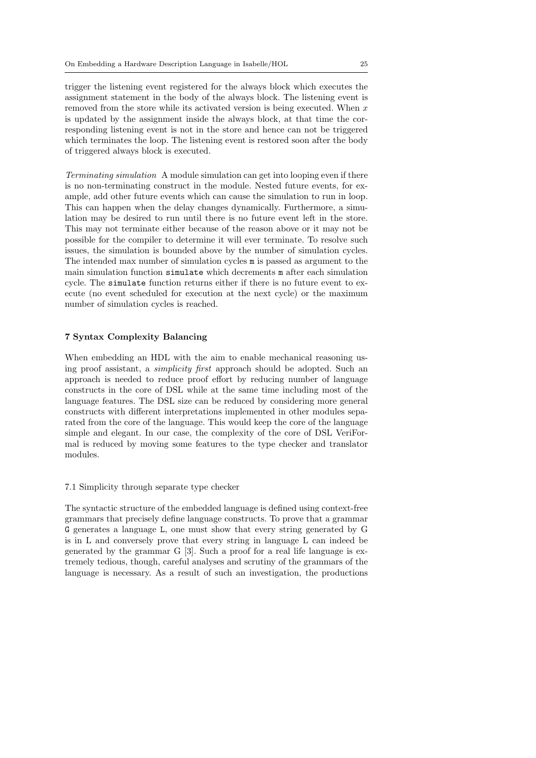trigger the listening event registered for the always block which executes the assignment statement in the body of the always block. The listening event is removed from the store while its activated version is being executed. When $x$ is updated by the assignment inside the always block, at that time the corresponding listening event is not in the store and hence can not be triggered which terminates the loop. The listening event is restored soon after the body of triggered always block is executed.

*Terminating simulation* A module simulation can get into looping even if there is no non-terminating construct in the module. Nested future events, for example, add other future events which can cause the simulation to run in loop. This can happen when the delay changes dynamically. Furthermore, a simulation may be desired to run until there is no future event left in the store. This may not terminate either because of the reason above or it may not be possible for the compiler to determine it will ever terminate. To resolve such issues, the simulation is bounded above by the number of simulation cycles. The intended max number of simulation cycles `m` is passed as argument to the main simulation function `simulate` which decrements `m` after each simulation cycle. The `simulate` function returns either if there is no future event to execute (no event scheduled for execution at the next cycle) or the maximum number of simulation cycles is reached.

## 7 Syntax Complexity Balancing

When embedding an HDL with the aim to enable mechanical reasoning using proof assistant, a *simplicity first* approach should be adopted. Such an approach is needed to reduce proof effort by reducing number of language constructs in the core of DSL while at the same time including most of the language features. The DSL size can be reduced by considering more general constructs with different interpretations implemented in other modules separated from the core of the language. This would keep the core of the language simple and elegant. In our case, the complexity of the core of DSL VeriFormal is reduced by moving some features to the type checker and translator modules.

### 7.1 Simplicity through separate type checker

The syntactic structure of the embedded language is defined using context-free grammars that precisely define language constructs. To prove that a grammar `G` generates a language `L`, one must show that every string generated by G is in L and conversely prove that every string in language L can indeed be generated by the grammar G [3]. Such a proof for a real life language is extremely tedious, though, careful analyses and scrutiny of the grammars of the language is necessary. As a result of such an investigation, the productions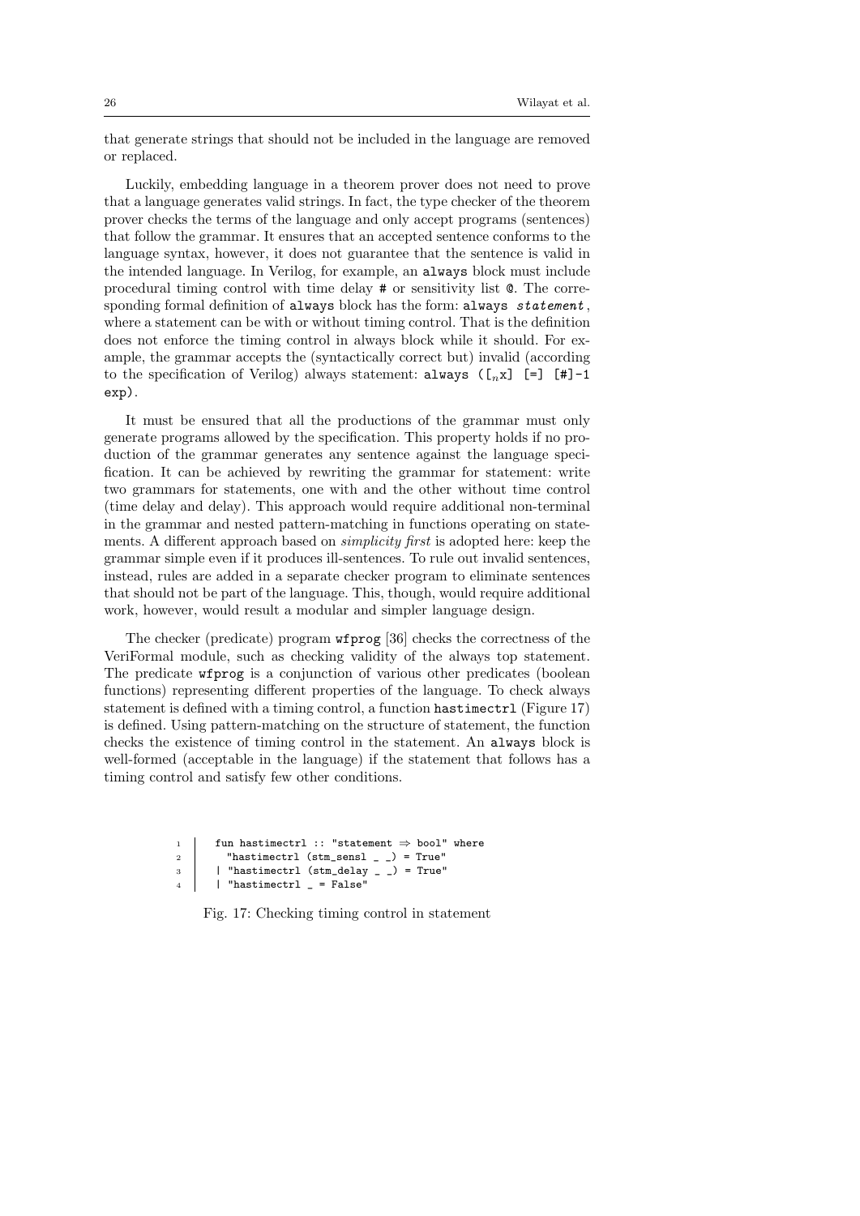that generate strings that should not be included in the language are removed or replaced.

Luckily, embedding language in a theorem prover does not need to prove that a language generates valid strings. In fact, the type checker of the theorem prover checks the terms of the language and only accept programs (sentences) that follow the grammar. It ensures that an accepted sentence conforms to the language syntax, however, it does not guarantee that the sentence is valid in the intended language. In Verilog, for example, an `always` block must include procedural timing control with time delay `#` or sensitivity list `@`. The corresponding formal definition of `always` block has the form: `always` *`statement`*, where a statement can be with or without timing control. That is the definition does not enforce the timing control in always block while it should. For example, the grammar accepts the (syntactically correct but) invalid (according to the specification of Verilog) always statement: `always` (`[`$_n$`x] [=] [#]-1 exp`).

It must be ensured that all the productions of the grammar must only generate programs allowed by the specification. This property holds if no production of the grammar generates any sentence against the language specification. It can be achieved by rewriting the grammar for statement: write two grammars for statements, one with and the other without time control (time delay and delay). This approach would require additional non-terminal in the grammar and nested pattern-matching in functions operating on statements. A different approach based on *simplicity first* is adopted here: keep the grammar simple even if it produces ill-sentences. To rule out invalid sentences, instead, rules are added in a separate checker program to eliminate sentences that should not be part of the language. This, though, would require additional work, however, would result a modular and simpler language design.

The checker (predicate) program `wfprog` [36] checks the correctness of the VeriFormal module, such as checking validity of the always top statement. The predicate `wfprog` is a conjunction of various other predicates (boolean functions) representing different properties of the language. To check always statement is defined with a timing control, a function `hastimectrl` (Figure 17) is defined. Using pattern-matching on the structure of statement, the function checks the existence of timing control in the statement. An `always` block is well-formed (acceptable in the language) if the statement that follows has a timing control and satisfy few other conditions.

```
1  fun hastimectrl :: "statement ⇒ bool" where
2    "hastimectrl (stm_sensl _ _) = True"
3  | "hastimectrl (stm_delay _ _) = True"
4  | "hastimectrl _ = False"
```

Fig. 17: Checking timing control in statement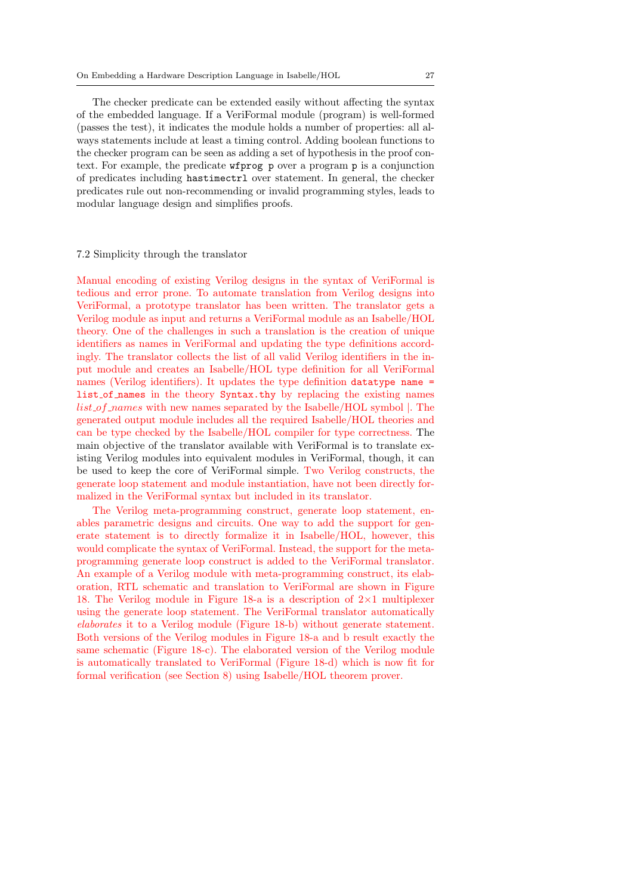The checker predicate can be extended easily without affecting the syntax of the embedded language. If a VeriFormal module (program) is well-formed (passes the test), it indicates the module holds a number of properties: all always statements include at least a timing control. Adding boolean functions to the checker program can be seen as adding a set of hypothesis in the proof context. For example, the predicate `wfprog p` over a program `p` is a conjunction of predicates including `hastimectrl` over statement. In general, the checker predicates rule out non-recommending or invalid programming styles, leads to modular language design and simplifies proofs.

### 7.2 Simplicity through the translator

Manual encoding of existing Verilog designs in the syntax of VeriFormal is tedious and error prone. To automate translation from Verilog designs into VeriFormal, a prototype translator has been written. The translator gets a Verilog module as input and returns a VeriFormal module as an Isabelle/HOL theory. One of the challenges in such a translation is the creation of unique identifiers as names in VeriFormal and updating the type definitions accordingly. The translator collects the list of all valid Verilog identifiers in the input module and creates an Isabelle/HOL type definition for all VeriFormal names (Verilog identifiers). It updates the type definition `datatype name = list_of_names` in the theory `Syntax.thy` by replacing the existing names *list_of_names* with new names separated by the Isabelle/HOL symbol |. The generated output module includes all the required Isabelle/HOL theories and can be type checked by the Isabelle/HOL compiler for type correctness. The main objective of the translator available with VeriFormal is to translate existing Verilog modules into equivalent modules in VeriFormal, though, it can be used to keep the core of VeriFormal simple. Two Verilog constructs, the generate loop statement and module instantiation, have not been directly formalized in the VeriFormal syntax but included in its translator.

The Verilog meta-programming construct, generate loop statement, enables parametric designs and circuits. One way to add the support for generate statement is to directly formalize it in Isabelle/HOL, however, this would complicate the syntax of VeriFormal. Instead, the support for the meta-programming generate loop construct is added to the VeriFormal translator. An example of a Verilog module with meta-programming construct, its elaboration, RTL schematic and translation to VeriFormal are shown in Figure 18. The Verilog module in Figure 18-a is a description of $2\times1$ multiplexer using the generate loop statement. The VeriFormal translator automatically *elaborates* it to a Verilog module (Figure 18-b) without generate statement. Both versions of the Verilog modules in Figure 18-a and b result exactly the same schematic (Figure 18-c). The elaborated version of the Verilog module is automatically translated to VeriFormal (Figure 18-d) which is now fit for formal verification (see Section 8) using Isabelle/HOL theorem prover.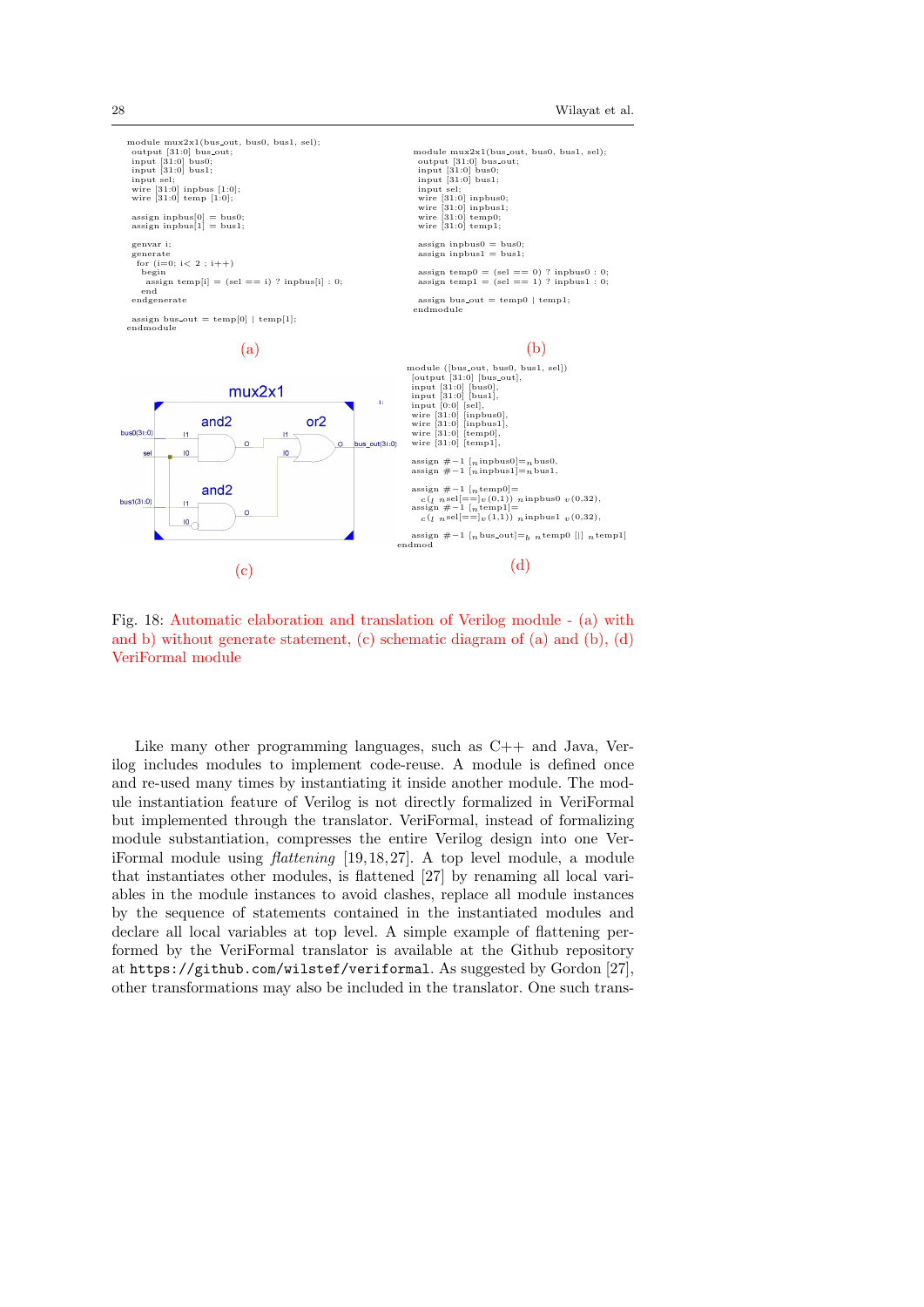```
module mux2x1(bus_out, bus0, bus1, sel);
 output [31:0] bus_out;
 input [31:0] bus0;
 input [31:0] bus1;
 input sel;
 wire [31:0] inpbus [1:0];
 wire [31:0] temp [1:0];

 assign inpbus[0] = bus0;
 assign inpbus[1] = bus1;

 genvar i;
 generate
  for (i=0; i< 2 ; i++)
   begin
    assign temp[i] = (sel == i) ? inpbus[i] : 0;
   end
 endgenerate

 assign bus_out = temp[0] | temp[1];
endmodule
```

(a)

```
module mux2x1(bus_out, bus0, bus1, sel);
 output [31:0] bus_out;
 input [31:0] bus0;
 input [31:0] bus1;
 input sel;
 wire [31:0] inpbus0;
 wire [31:0] inpbus1;
 wire [31:0] temp0;
 wire [31:0] temp1;

 assign inpbus0 = bus0;
 assign inpbus1 = bus1;

 assign temp0 = (sel == 0) ? inpbus0 : 0;
 assign temp1 = (sel == 1) ? inpbus1 : 0;

 assign bus_out = temp0 | temp1;
endmodule
```

(b)

(c)

```
module ([bus_out, bus0, bus1, sel])
 [output [31:0] [bus_out],
 input [31:0] [bus0],
 input [31:0] [bus1],
 input [0:0] [sel],
 wire [31:0] [inpbus0],
 wire [31:0] [inpbus1],
 wire [31:0] [temp0],
 wire [31:0] [temp1],

 assign #-1 [n inpbus0]=n bus0,
 assign #-1 [n inpbus1]=n bus1,

 assign #-1 [n temp0]=
   c(I n sel[==]v (0,1)) n inpbus0 v (0,32),
 assign #-1 [n temp1]=
   c(I n sel[==]v (1,1)) n inpbus1 v (0,32),

 assign #-1 [n bus_out]=b n temp0 [|] n temp1]
endmod
```

(d)

Fig. 18: Automatic elaboration and translation of Verilog module - (a) with and b) without generate statement, (c) schematic diagram of (a) and (b), (d) VeriFormal module

Like many other programming languages, such as C++ and Java, Verilog includes modules to implement code-reuse. A module is defined once and re-used many times by instantiating it inside another module. The module instantiation feature of Verilog is not directly formalized in VeriFormal but implemented through the translator. VeriFormal, instead of formalizing module substantiation, compresses the entire Verilog design into one VeriFormal module using *flattening* [19, 18, 27]. A top level module, a module that instantiates other modules, is flattened [27] by renaming all local variables in the module instances to avoid clashes, replace all module instances by the sequence of statements contained in the instantiated modules and declare all local variables at top level. A simple example of flattening performed by the VeriFormal translator is available at the Github repository at `https://github.com/wilstef/veriformal`. As suggested by Gordon [27], other transformations may also be included in the translator. One such trans-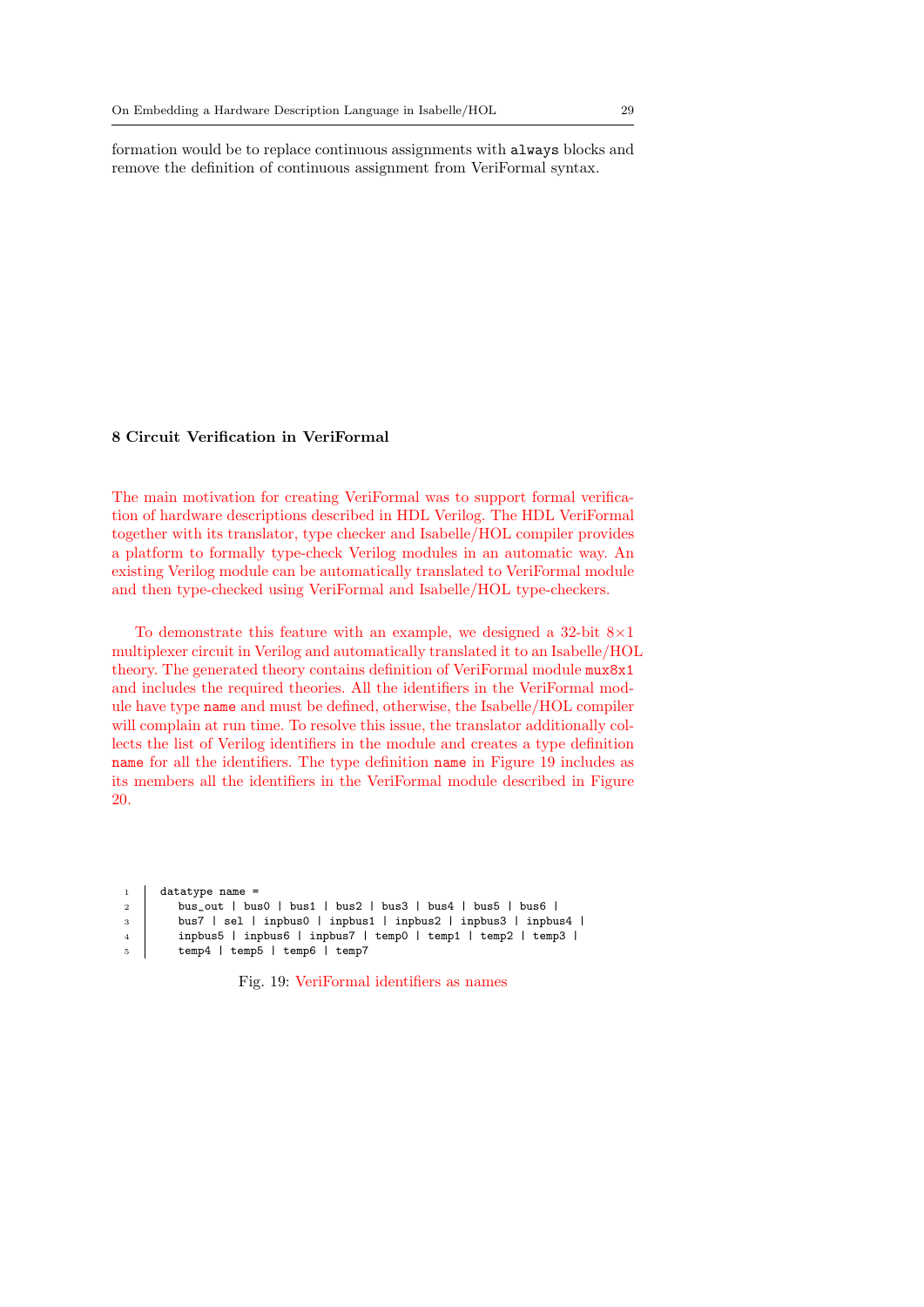formation would be to replace continuous assignments with `always` blocks and remove the definition of continuous assignment from VeriFormal syntax.

## 8 Circuit Verification in VeriFormal

The main motivation for creating VeriFormal was to support formal verification of hardware descriptions described in HDL Verilog. The HDL VeriFormal together with its translator, type checker and Isabelle/HOL compiler provides a platform to formally type-check Verilog modules in an automatic way. An existing Verilog module can be automatically translated to VeriFormal module and then type-checked using VeriFormal and Isabelle/HOL type-checkers.

To demonstrate this feature with an example, we designed a 32-bit $8\times1$ multiplexer circuit in Verilog and automatically translated it to an Isabelle/HOL theory. The generated theory contains definition of VeriFormal module `mux8x1` and includes the required theories. All the identifiers in the VeriFormal module have type `name` and must be defined, otherwise, the Isabelle/HOL compiler will complain at run time. To resolve this issue, the translator additionally collects the list of Verilog identifiers in the module and creates a type definition `name` for all the identifiers. The type definition `name` in Figure 19 includes as its members all the identifiers in the VeriFormal module described in Figure 20.

```
datatype name =
   bus_out | bus0 | bus1 | bus2 | bus3 | bus4 | bus5 | bus6 |
   bus7 | sel | inpbus0 | inpbus1 | inpbus2 | inpbus3 | inpbus4 |
   inpbus5 | inpbus6 | inpbus7 | temp0 | temp1 | temp2 | temp3 |
   temp4 | temp5 | temp6 | temp7
```

Fig. 19: VeriFormal identifiers as names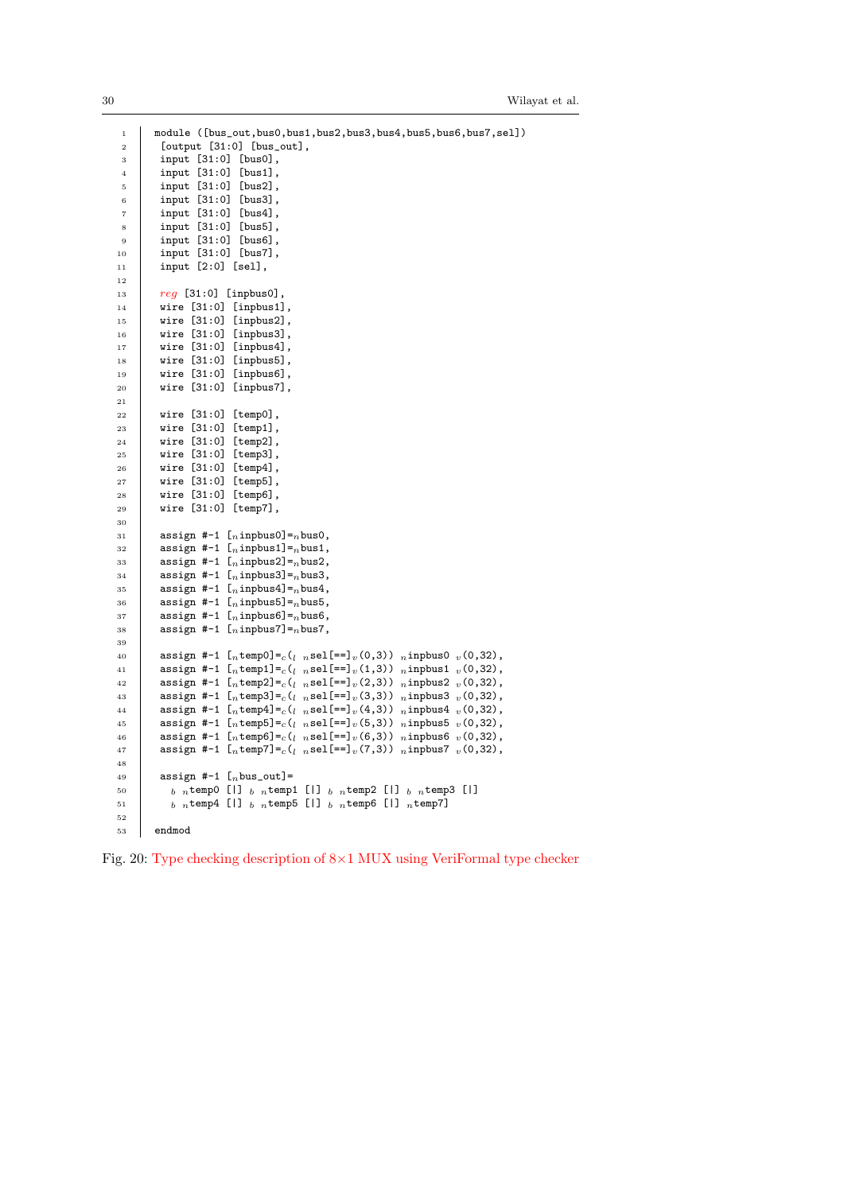```
module ([bus_out,bus0,bus1,bus2,bus3,bus4,bus5,bus6,bus7,sel])
 [output [31:0] [bus_out],
 input [31:0] [bus0],
 input [31:0] [bus1],
 input [31:0] [bus2],
 input [31:0] [bus3],
 input [31:0] [bus4],
 input [31:0] [bus5],
 input [31:0] [bus6],
 input [31:0] [bus7],
 input [2:0] [sel],

 reg [31:0] [inpbus0],
 wire [31:0] [inpbus1],
 wire [31:0] [inpbus2],
 wire [31:0] [inpbus3],
 wire [31:0] [inpbus4],
 wire [31:0] [inpbus5],
 wire [31:0] [inpbus6],
 wire [31:0] [inpbus7],

 wire [31:0] [temp0],
 wire [31:0] [temp1],
 wire [31:0] [temp2],
 wire [31:0] [temp3],
 wire [31:0] [temp4],
 wire [31:0] [temp5],
 wire [31:0] [temp6],
 wire [31:0] [temp7],

 assign #-1 [n inpbus0]=n bus0,
 assign #-1 [n inpbus1]=n bus1,
 assign #-1 [n inpbus2]=n bus2,
 assign #-1 [n inpbus3]=n bus3,
 assign #-1 [n inpbus4]=n bus4,
 assign #-1 [n inpbus5]=n bus5,
 assign #-1 [n inpbus6]=n bus6,
 assign #-1 [n inpbus7]=n bus7,

 assign #-1 [n temp0]=c (l n sel[==]v (0,3)) n inpbus0 v (0,32),
 assign #-1 [n temp1]=c (l n sel[==]v (1,3)) n inpbus1 v (0,32),
 assign #-1 [n temp2]=c (l n sel[==]v (2,3)) n inpbus2 v (0,32),
 assign #-1 [n temp3]=c (l n sel[==]v (3,3)) n inpbus3 v (0,32),
 assign #-1 [n temp4]=c (l n sel[==]v (4,3)) n inpbus4 v (0,32),
 assign #-1 [n temp5]=c (l n sel[==]v (5,3)) n inpbus5 v (0,32),
 assign #-1 [n temp6]=c (l n sel[==]v (6,3)) n inpbus6 v (0,32),
 assign #-1 [n temp7]=c (l n sel[==]v (7,3)) n inpbus7 v (0,32),

 assign #-1 [n bus_out]=
   b n temp0 [|] b n temp1 [|] b n temp2 [|] b n temp3 [|]
   b n temp4 [|] b n temp5 [|] b n temp6 [|] n temp7]

endmod
```

Fig. 20: Type checking description of 8×1 MUX using VeriFormal type checker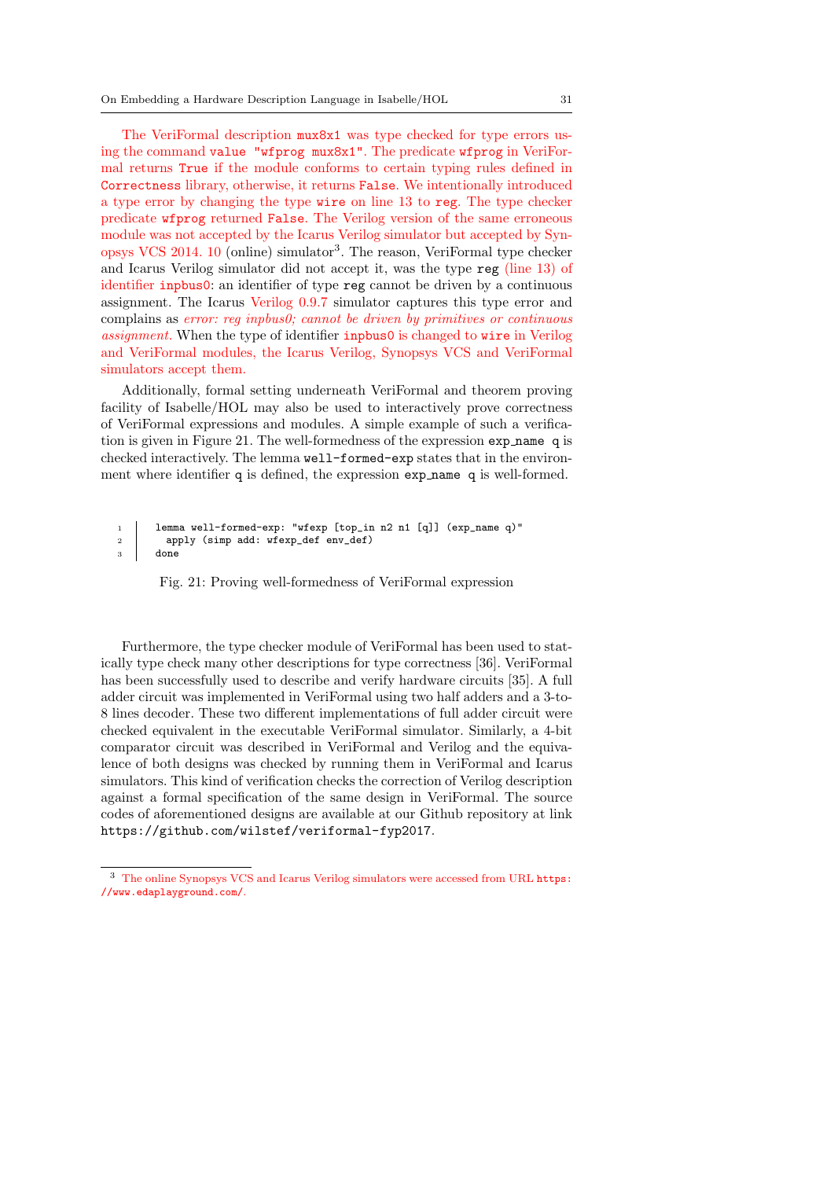The VeriFormal description `mux8x1` was type checked for type errors using the command `value "wfprog mux8x1"`. The predicate `wfprog` in VeriFormal returns `True` if the module conforms to certain typing rules defined in `Correctness` library, otherwise, it returns `False`. We intentionally introduced a type error by changing the type `wire` on line 13 to `reg`. The type checker predicate `wfprog` returned `False`. The Verilog version of the same erroneous module was not accepted by the Icarus Verilog simulator but accepted by Synopsys VCS 2014. 10 (online) simulator[3]. The reason, VeriFormal type checker and Icarus Verilog simulator did not accept it, was the type `reg` (line 13) of identifier `inpbus0`: an identifier of type `reg` cannot be driven by a continuous assignment. The Icarus Verilog 0.9.7 simulator captures this type error and complains as *error: reg inpbus0; cannot be driven by primitives or continuous assignment.* When the type of identifier `inpbus0` is changed to `wire` in Verilog and VeriFormal modules, the Icarus Verilog, Synopsys VCS and VeriFormal simulators accept them.

Additionally, formal setting underneath VeriFormal and theorem proving facility of Isabelle/HOL may also be used to interactively prove correctness of VeriFormal expressions and modules. A simple example of such a verification is given in Figure 21. The well-formedness of the expression `exp_name q` is checked interactively. The lemma `well-formed-exp` states that in the environment where identifier `q` is defined, the expression `exp_name q` is well-formed.

```
1  lemma well-formed-exp: "wfexp [top_in n2 n1 [q]] (exp_name q)"
2    apply (simp add: wfexp_def env_def)
3  done
```

Fig. 21: Proving well-formedness of VeriFormal expression

Furthermore, the type checker module of VeriFormal has been used to statically type check many other descriptions for type correctness [36]. VeriFormal has been successfully used to describe and verify hardware circuits [35]. A full adder circuit was implemented in VeriFormal using two half adders and a 3-to-8 lines decoder. These two different implementations of full adder circuit were checked equivalent in the executable VeriFormal simulator. Similarly, a 4-bit comparator circuit was described in VeriFormal and Verilog and the equivalence of both designs was checked by running them in VeriFormal and Icarus simulators. This kind of verification checks the correction of Verilog description against a formal specification of the same design in VeriFormal. The source codes of aforementioned designs are available at our Github repository at link `https://github.com/wilstef/veriformal-fyp2017`.

[3] The online Synopsys VCS and Icarus Verilog simulators were accessed from URL `https://www.edaplayground.com/`.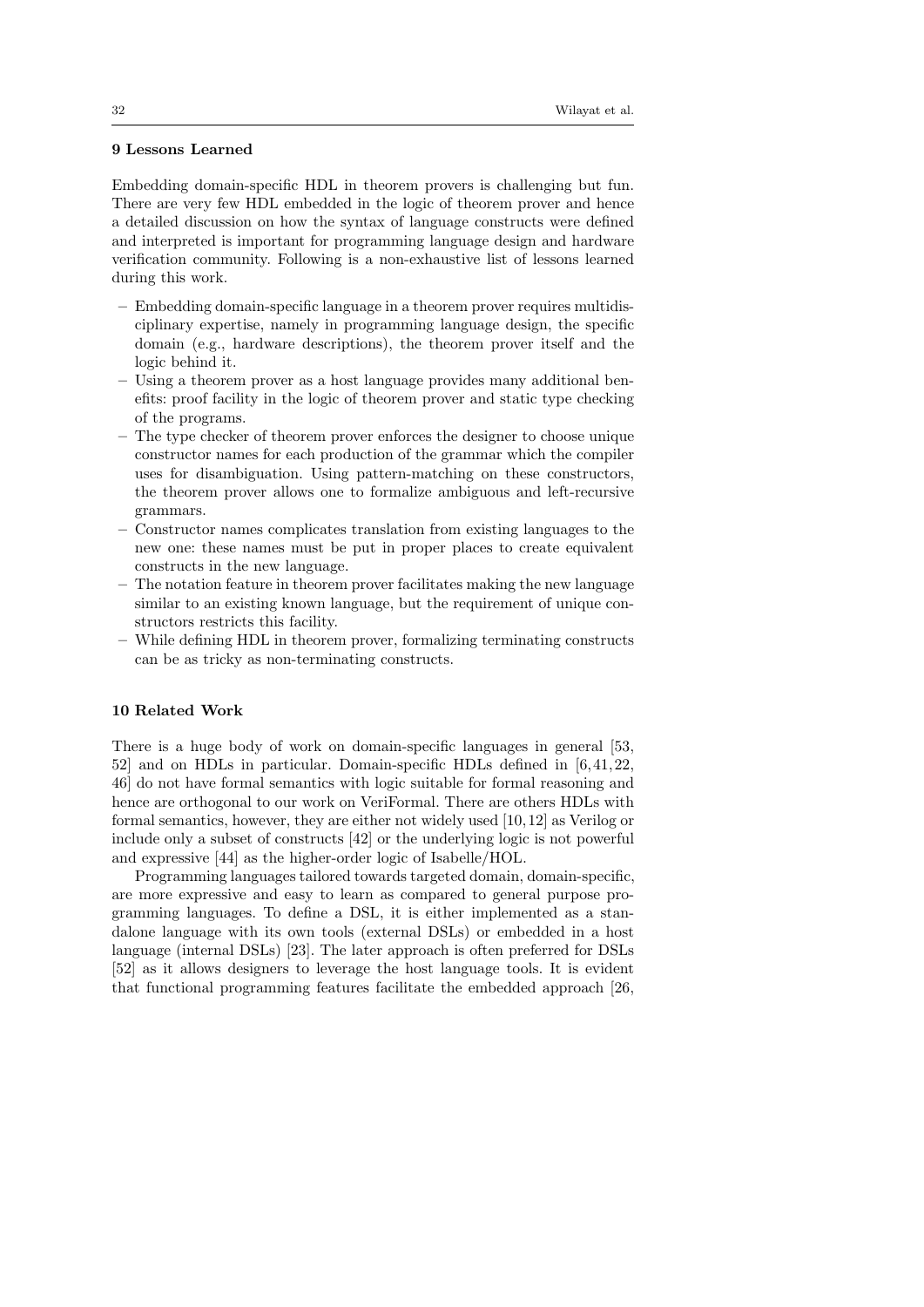## 9 Lessons Learned

Embedding domain-specific HDL in theorem provers is challenging but fun. There are very few HDL embedded in the logic of theorem prover and hence a detailed discussion on how the syntax of language constructs were defined and interpreted is important for programming language design and hardware verification community. Following is a non-exhaustive list of lessons learned during this work.

- Embedding domain-specific language in a theorem prover requires multidisciplinary expertise, namely in programming language design, the specific domain (e.g., hardware descriptions), the theorem prover itself and the logic behind it.
- Using a theorem prover as a host language provides many additional benefits: proof facility in the logic of theorem prover and static type checking of the programs.
- The type checker of theorem prover enforces the designer to choose unique constructor names for each production of the grammar which the compiler uses for disambiguation. Using pattern-matching on these constructors, the theorem prover allows one to formalize ambiguous and left-recursive grammars.
- Constructor names complicates translation from existing languages to the new one: these names must be put in proper places to create equivalent constructs in the new language.
- The notation feature in theorem prover facilitates making the new language similar to an existing known language, but the requirement of unique constructors restricts this facility.
- While defining HDL in theorem prover, formalizing terminating constructs can be as tricky as non-terminating constructs.

## 10 Related Work

There is a huge body of work on domain-specific languages in general [53, 52] and on HDLs in particular. Domain-specific HDLs defined in [6, 41, 22, 46] do not have formal semantics with logic suitable for formal reasoning and hence are orthogonal to our work on VeriFormal. There are others HDLs with formal semantics, however, they are either not widely used [10, 12] as Verilog or include only a subset of constructs [42] or the underlying logic is not powerful and expressive [44] as the higher-order logic of Isabelle/HOL.

Programming languages tailored towards targeted domain, domain-specific, are more expressive and easy to learn as compared to general purpose programming languages. To define a DSL, it is either implemented as a standalone language with its own tools (external DSLs) or embedded in a host language (internal DSLs) [23]. The later approach is often preferred for DSLs [52] as it allows designers to leverage the host language tools. It is evident that functional programming features facilitate the embedded approach [26,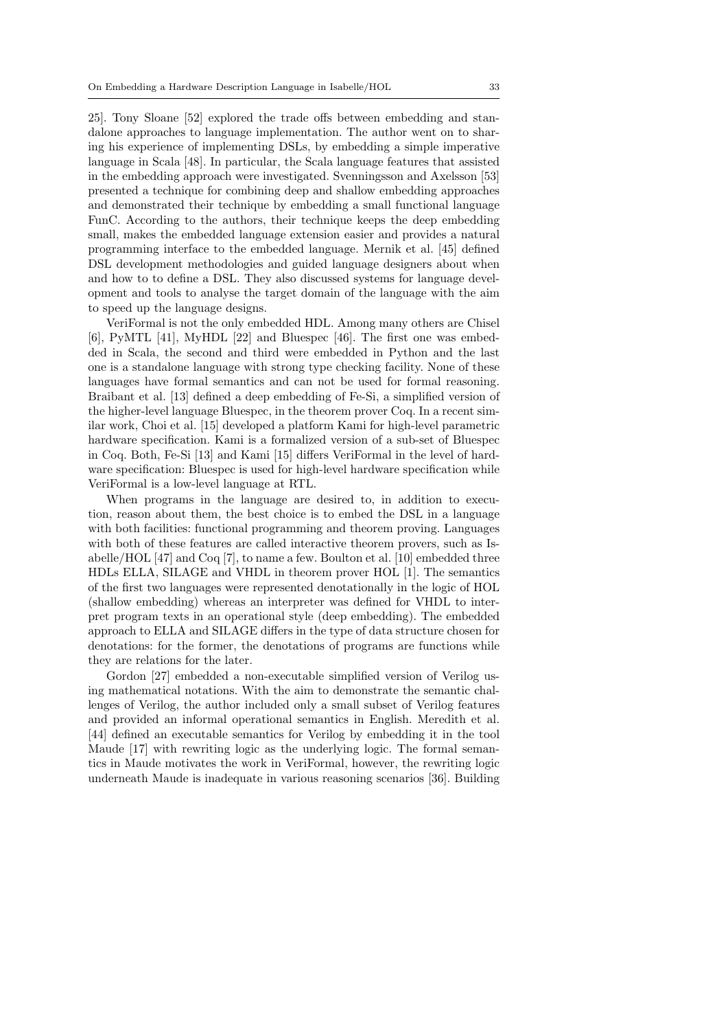25]. Tony Sloane [52] explored the trade offs between embedding and standalone approaches to language implementation. The author went on to sharing his experience of implementing DSLs, by embedding a simple imperative language in Scala [48]. In particular, the Scala language features that assisted in the embedding approach were investigated. Svenningsson and Axelsson [53] presented a technique for combining deep and shallow embedding approaches and demonstrated their technique by embedding a small functional language FunC. According to the authors, their technique keeps the deep embedding small, makes the embedded language extension easier and provides a natural programming interface to the embedded language. Mernik et al. [45] defined DSL development methodologies and guided language designers about when and how to to define a DSL. They also discussed systems for language development and tools to analyse the target domain of the language with the aim to speed up the language designs.

VeriFormal is not the only embedded HDL. Among many others are Chisel [6], PyMTL [41], MyHDL [22] and Bluespec [46]. The first one was embedded in Scala, the second and third were embedded in Python and the last one is a standalone language with strong type checking facility. None of these languages have formal semantics and can not be used for formal reasoning. Braibant et al. [13] defined a deep embedding of Fe-Si, a simplified version of the higher-level language Bluespec, in the theorem prover Coq. In a recent similar work, Choi et al. [15] developed a platform Kami for high-level parametric hardware specification. Kami is a formalized version of a sub-set of Bluespec in Coq. Both, Fe-Si [13] and Kami [15] differs VeriFormal in the level of hardware specification: Bluespec is used for high-level hardware specification while VeriFormal is a low-level language at RTL.

When programs in the language are desired to, in addition to execution, reason about them, the best choice is to embed the DSL in a language with both facilities: functional programming and theorem proving. Languages with both of these features are called interactive theorem provers, such as Isabelle/HOL [47] and Coq [7], to name a few. Boulton et al. [10] embedded three HDLs ELLA, SILAGE and VHDL in theorem prover HOL [1]. The semantics of the first two languages were represented denotationally in the logic of HOL (shallow embedding) whereas an interpreter was defined for VHDL to interpret program texts in an operational style (deep embedding). The embedded approach to ELLA and SILAGE differs in the type of data structure chosen for denotations: for the former, the denotations of programs are functions while they are relations for the later.

Gordon [27] embedded a non-executable simplified version of Verilog using mathematical notations. With the aim to demonstrate the semantic challenges of Verilog, the author included only a small subset of Verilog features and provided an informal operational semantics in English. Meredith et al. [44] defined an executable semantics for Verilog by embedding it in the tool Maude [17] with rewriting logic as the underlying logic. The formal semantics in Maude motivates the work in VeriFormal, however, the rewriting logic underneath Maude is inadequate in various reasoning scenarios [36]. Building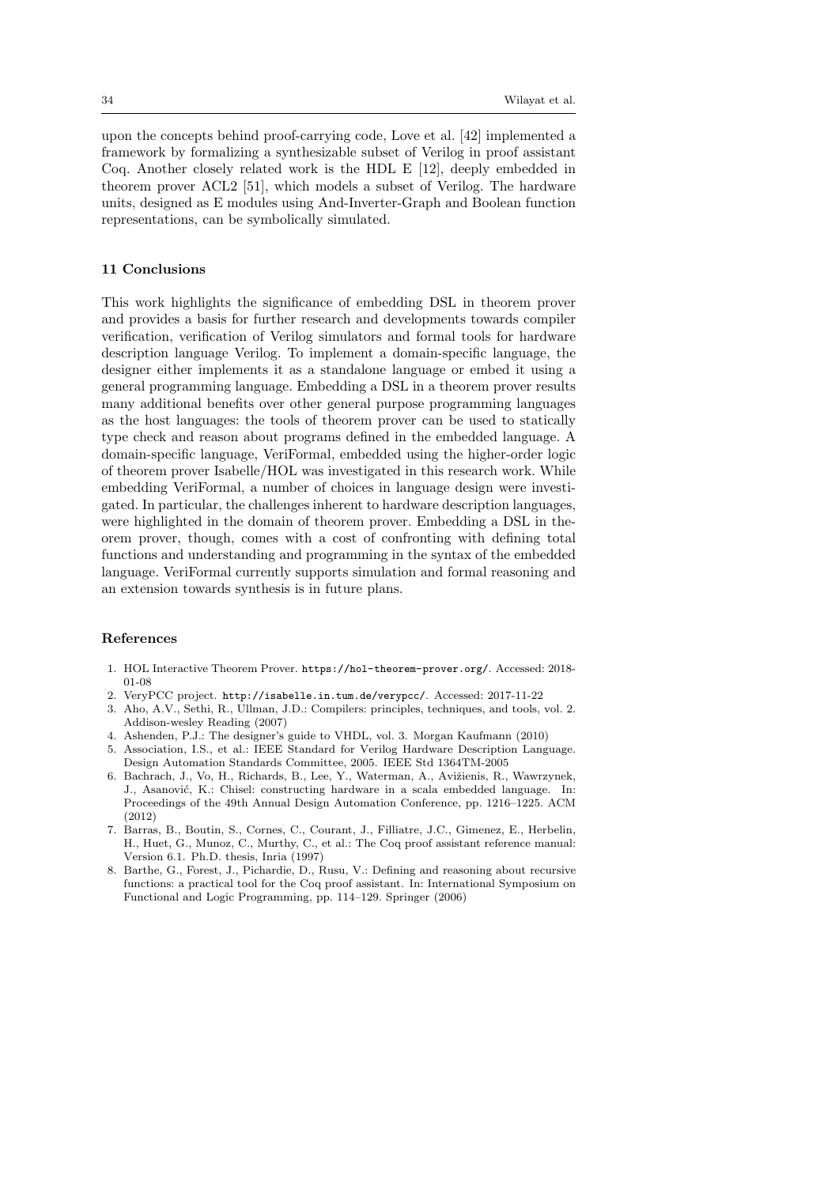upon the concepts behind proof-carrying code, Love et al. [42] implemented a framework by formalizing a synthesizable subset of Verilog in proof assistant Coq. Another closely related work is the HDL E [12], deeply embedded in theorem prover ACL2 [51], which models a subset of Verilog. The hardware units, designed as E modules using And-Inverter-Graph and Boolean function representations, can be symbolically simulated.

## 11 Conclusions

This work highlights the significance of embedding DSL in theorem prover and provides a basis for further research and developments towards compiler verification, verification of Verilog simulators and formal tools for hardware description language Verilog. To implement a domain-specific language, the designer either implements it as a standalone language or embed it using a general programming language. Embedding a DSL in a theorem prover results many additional benefits over other general purpose programming languages as the host languages: the tools of theorem prover can be used to statically type check and reason about programs defined in the embedded language. A domain-specific language, VeriFormal, embedded using the higher-order logic of theorem prover Isabelle/HOL was investigated in this research work. While embedding VeriFormal, a number of choices in language design were investigated. In particular, the challenges inherent to hardware description languages, were highlighted in the domain of theorem prover. Embedding a DSL in theorem prover, though, comes with a cost of confronting with defining total functions and understanding and programming in the syntax of the embedded language. VeriFormal currently supports simulation and formal reasoning and an extension towards synthesis is in future plans.

## References

1. HOL Interactive Theorem Prover. https://hol-theorem-prover.org/. Accessed: 2018-01-08
2. VeryPCC project. http://isabelle.in.tum.de/verypcc/. Accessed: 2017-11-22
3. Aho, A.V., Sethi, R., Ullman, J.D.: Compilers: principles, techniques, and tools, vol. 2. Addison-wesley Reading (2007)
4. Ashenden, P.J.: The designer's guide to VHDL, vol. 3. Morgan Kaufmann (2010)
5. Association, I.S., et al.: IEEE Standard for Verilog Hardware Description Language. Design Automation Standards Committee, 2005. IEEE Std 1364TM-2005
6. Bachrach, J., Vo, H., Richards, B., Lee, Y., Waterman, A., Avižienis, R., Wawrzynek, J., Asanović, K.: Chisel: constructing hardware in a scala embedded language. In: Proceedings of the 49th Annual Design Automation Conference, pp. 1216–1225. ACM (2012)
7. Barras, B., Boutin, S., Cornes, C., Courant, J., Filliatre, J.C., Gimenez, E., Herbelin, H., Huet, G., Munoz, C., Murthy, C., et al.: The Coq proof assistant reference manual: Version 6.1. Ph.D. thesis, Inria (1997)
8. Barthe, G., Forest, J., Pichardie, D., Rusu, V.: Defining and reasoning about recursive functions: a practical tool for the Coq proof assistant. In: International Symposium on Functional and Logic Programming, pp. 114–129. Springer (2006)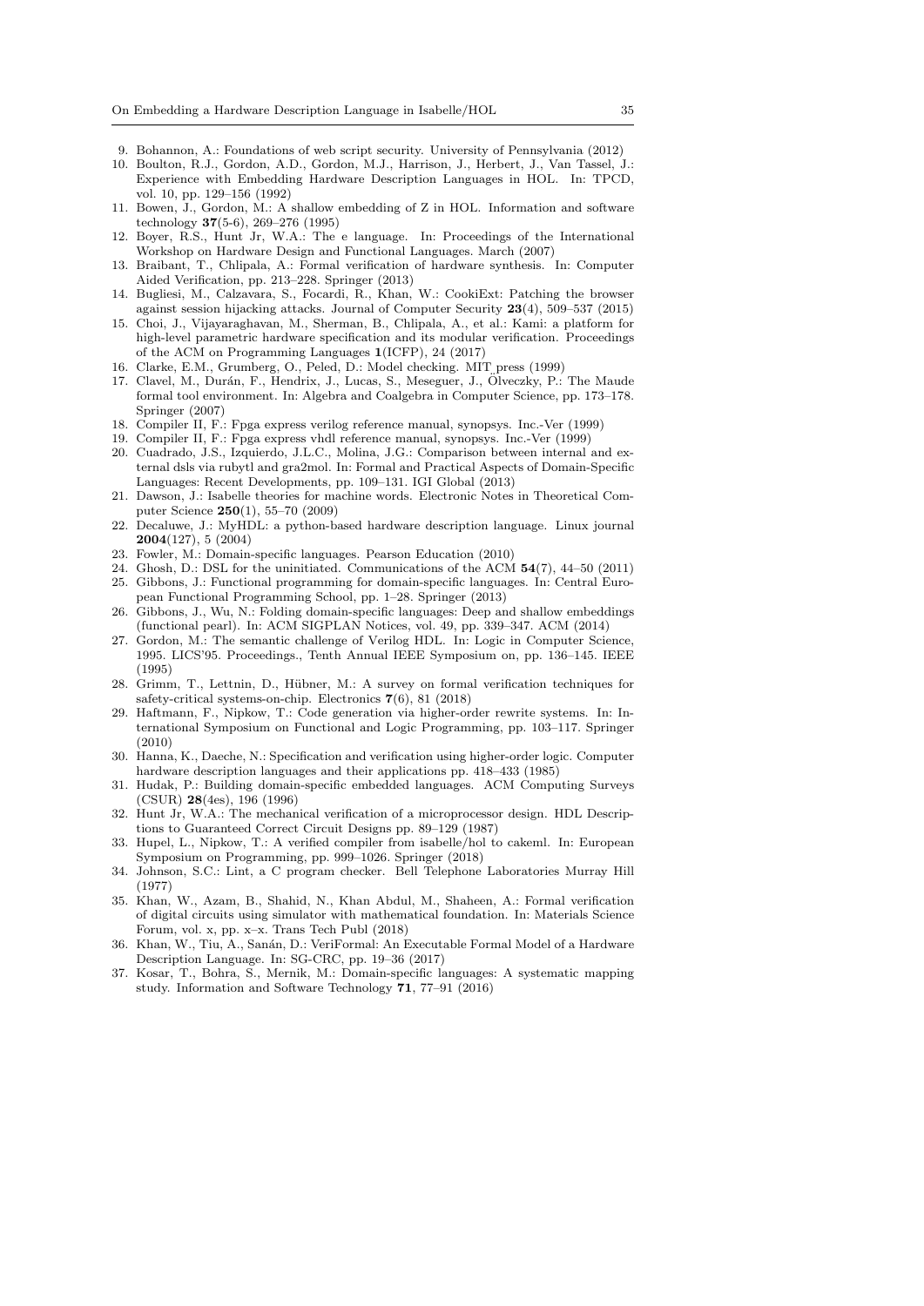9. Bohannon, A.: Foundations of web script security. University of Pennsylvania (2012)
10. Boulton, R.J., Gordon, A.D., Gordon, M.J., Harrison, J., Herbert, J., Van Tassel, J.: Experience with Embedding Hardware Description Languages in HOL. In: TPCD, vol. 10, pp. 129–156 (1992)
11. Bowen, J., Gordon, M.: A shallow embedding of Z in HOL. Information and software technology **37**(5-6), 269–276 (1995)
12. Boyer, R.S., Hunt Jr, W.A.: The e language. In: Proceedings of the International Workshop on Hardware Design and Functional Languages. March (2007)
13. Braibant, T., Chlipala, A.: Formal verification of hardware synthesis. In: Computer Aided Verification, pp. 213–228. Springer (2013)
14. Bugliesi, M., Calzavara, S., Focardi, R., Khan, W.: CookiExt: Patching the browser against session hijacking attacks. Journal of Computer Security **23**(4), 509–537 (2015)
15. Choi, J., Vijayaraghavan, M., Sherman, B., Chlipala, A., et al.: Kami: a platform for high-level parametric hardware specification and its modular verification. Proceedings of the ACM on Programming Languages **1**(ICFP), 24 (2017)
16. Clarke, E.M., Grumberg, O., Peled, D.: Model checking. MIT press (1999)
17. Clavel, M., Durán, F., Hendrix, J., Lucas, S., Meseguer, J., Ölveczky, P.: The Maude formal tool environment. In: Algebra and Coalgebra in Computer Science, pp. 173–178. Springer (2007)
18. Compiler II, F.: Fpga express verilog reference manual, synopsys. Inc.-Ver (1999)
19. Compiler II, F.: Fpga express vhdl reference manual, synopsys. Inc.-Ver (1999)
20. Cuadrado, J.S., Izquierdo, J.L.C., Molina, J.G.: Comparison between internal and external dsls via rubytl and gra2mol. In: Formal and Practical Aspects of Domain-Specific Languages: Recent Developments, pp. 109–131. IGI Global (2013)
21. Dawson, J.: Isabelle theories for machine words. Electronic Notes in Theoretical Computer Science **250**(1), 55–70 (2009)
22. Decaluwe, J.: MyHDL: a python-based hardware description language. Linux journal **2004**(127), 5 (2004)
23. Fowler, M.: Domain-specific languages. Pearson Education (2010)
24. Ghosh, D.: DSL for the uninitiated. Communications of the ACM **54**(7), 44–50 (2011)
25. Gibbons, J.: Functional programming for domain-specific languages. In: Central European Functional Programming School, pp. 1–28. Springer (2013)
26. Gibbons, J., Wu, N.: Folding domain-specific languages: Deep and shallow embeddings (functional pearl). In: ACM SIGPLAN Notices, vol. 49, pp. 339–347. ACM (2014)
27. Gordon, M.: The semantic challenge of Verilog HDL. In: Logic in Computer Science, 1995. LICS'95. Proceedings., Tenth Annual IEEE Symposium on, pp. 136–145. IEEE (1995)
28. Grimm, T., Lettnin, D., Hübner, M.: A survey on formal verification techniques for safety-critical systems-on-chip. Electronics **7**(6), 81 (2018)
29. Haftmann, F., Nipkow, T.: Code generation via higher-order rewrite systems. In: International Symposium on Functional and Logic Programming, pp. 103–117. Springer (2010)
30. Hanna, K., Daeche, N.: Specification and verification using higher-order logic. Computer hardware description languages and their applications pp. 418–433 (1985)
31. Hudak, P.: Building domain-specific embedded languages. ACM Computing Surveys (CSUR) **28**(4es), 196 (1996)
32. Hunt Jr, W.A.: The mechanical verification of a microprocessor design. HDL Descriptions to Guaranteed Correct Circuit Designs pp. 89–129 (1987)
33. Hupel, L., Nipkow, T.: A verified compiler from isabelle/hol to cakeml. In: European Symposium on Programming, pp. 999–1026. Springer (2018)
34. Johnson, S.C.: Lint, a C program checker. Bell Telephone Laboratories Murray Hill (1977)
35. Khan, W., Azam, B., Shahid, N., Khan Abdul, M., Shaheen, A.: Formal verification of digital circuits using simulator with mathematical foundation. In: Materials Science Forum, vol. x, pp. x–x. Trans Tech Publ (2018)
36. Khan, W., Tiu, A., Sanán, D.: VeriFormal: An Executable Formal Model of a Hardware Description Language. In: SG-CRC, pp. 19–36 (2017)
37. Kosar, T., Bohra, S., Mernik, M.: Domain-specific languages: A systematic mapping study. Information and Software Technology **71**, 77–91 (2016)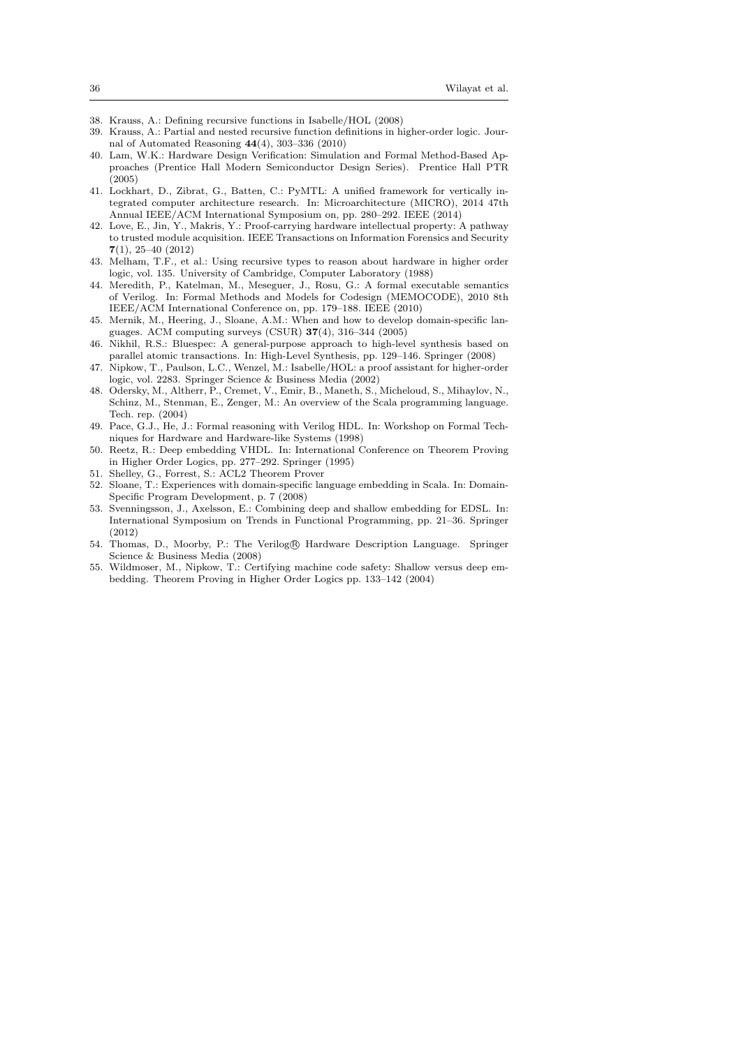38. Krauss, A.: Defining recursive functions in Isabelle/HOL (2008)
39. Krauss, A.: Partial and nested recursive function definitions in higher-order logic. Journal of Automated Reasoning **44**(4), 303–336 (2010)
40. Lam, W.K.: Hardware Design Verification: Simulation and Formal Method-Based Approaches (Prentice Hall Modern Semiconductor Design Series). Prentice Hall PTR (2005)
41. Lockhart, D., Zibrat, G., Batten, C.: PyMTL: A unified framework for vertically integrated computer architecture research. In: Microarchitecture (MICRO), 2014 47th Annual IEEE/ACM International Symposium on, pp. 280–292. IEEE (2014)
42. Love, E., Jin, Y., Makris, Y.: Proof-carrying hardware intellectual property: A pathway to trusted module acquisition. IEEE Transactions on Information Forensics and Security **7**(1), 25–40 (2012)
43. Melham, T.F., et al.: Using recursive types to reason about hardware in higher order logic, vol. 135. University of Cambridge, Computer Laboratory (1988)
44. Meredith, P., Katelman, M., Meseguer, J., Rosu, G.: A formal executable semantics of Verilog. In: Formal Methods and Models for Codesign (MEMOCODE), 2010 8th IEEE/ACM International Conference on, pp. 179–188. IEEE (2010)
45. Mernik, M., Heering, J., Sloane, A.M.: When and how to develop domain-specific languages. ACM computing surveys (CSUR) **37**(4), 316–344 (2005)
46. Nikhil, R.S.: Bluespec: A general-purpose approach to high-level synthesis based on parallel atomic transactions. In: High-Level Synthesis, pp. 129–146. Springer (2008)
47. Nipkow, T., Paulson, L.C., Wenzel, M.: Isabelle/HOL: a proof assistant for higher-order logic, vol. 2283. Springer Science & Business Media (2002)
48. Odersky, M., Altherr, P., Cremet, V., Emir, B., Maneth, S., Micheloud, S., Mihaylov, N., Schinz, M., Stenman, E., Zenger, M.: An overview of the Scala programming language. Tech. rep. (2004)
49. Pace, G.J., He, J.: Formal reasoning with Verilog HDL. In: Workshop on Formal Techniques for Hardware and Hardware-like Systems (1998)
50. Reetz, R.: Deep embedding VHDL. In: International Conference on Theorem Proving in Higher Order Logics, pp. 277–292. Springer (1995)
51. Shelley, G., Forrest, S.: ACL2 Theorem Prover
52. Sloane, T.: Experiences with domain-specific language embedding in Scala. In: Domain-Specific Program Development, p. 7 (2008)
53. Svenningsson, J., Axelsson, E.: Combining deep and shallow embedding for EDSL. In: International Symposium on Trends in Functional Programming, pp. 21–36. Springer (2012)
54. Thomas, D., Moorby, P.: The Verilog® Hardware Description Language. Springer Science & Business Media (2008)
55. Wildmoser, M., Nipkow, T.: Certifying machine code safety: Shallow versus deep embedding. Theorem Proving in Higher Order Logics pp. 133–142 (2004)